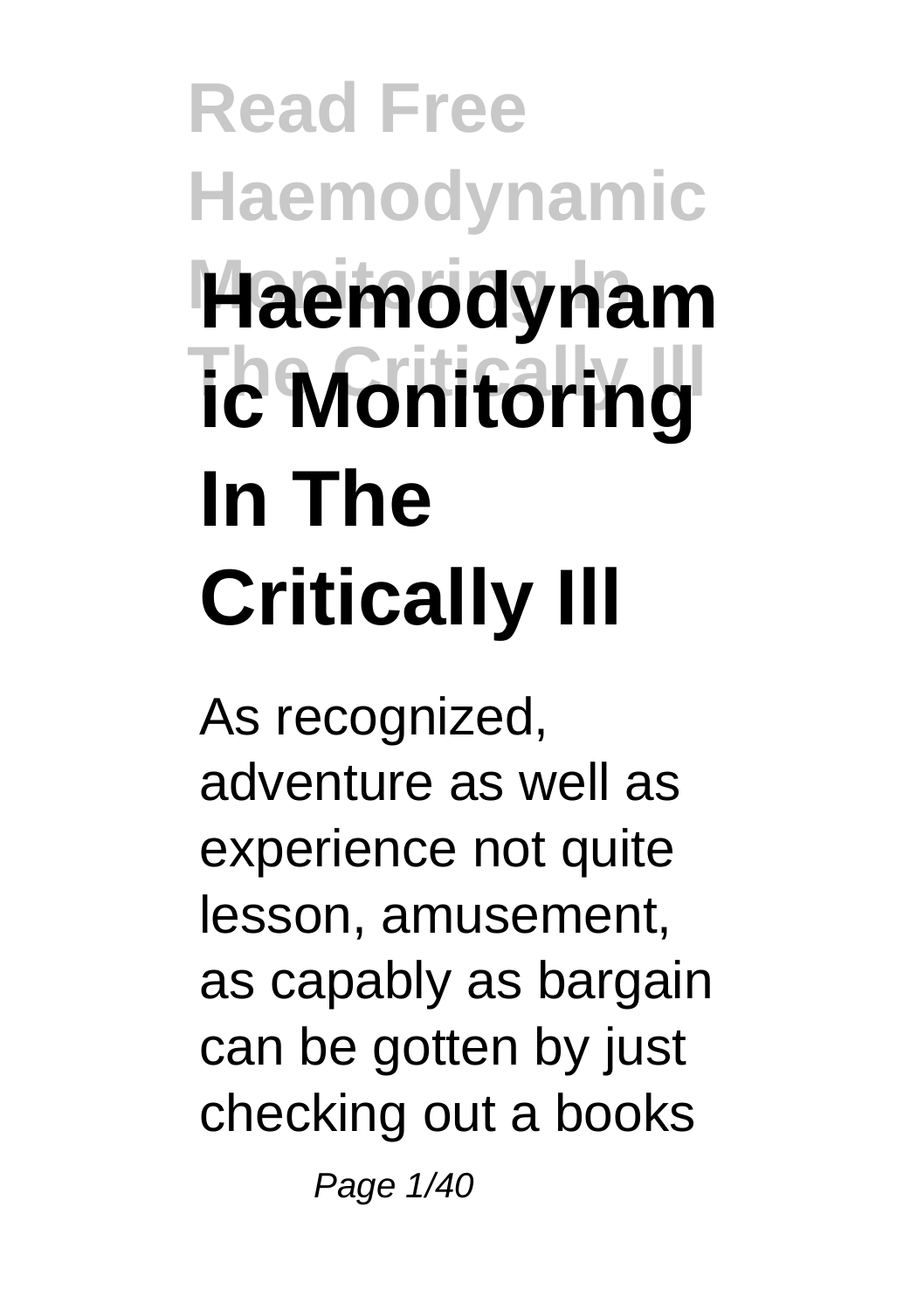# Haemodynamic Monitoring In The Critically Ill

As recognized, adventure as well as experience not quite lesson, amusement, as capably as bargain can be gotten by just checking out a books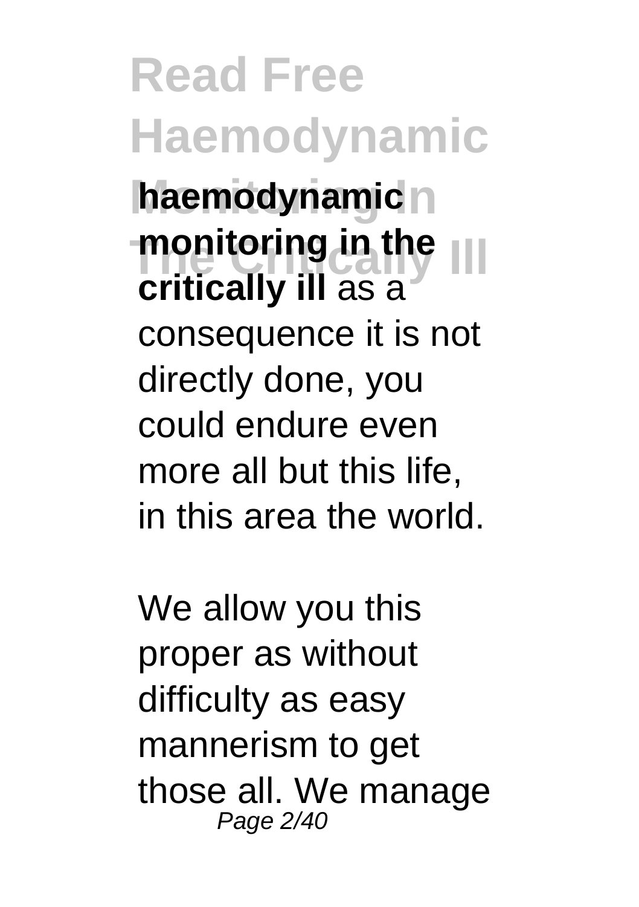**haemodynamic monitoring in the critically ill** as a consequence it is not directly done, you could endure even more all but this life, in this area the world.

We allow you this proper as without difficulty as easy mannerism to get those all. We manage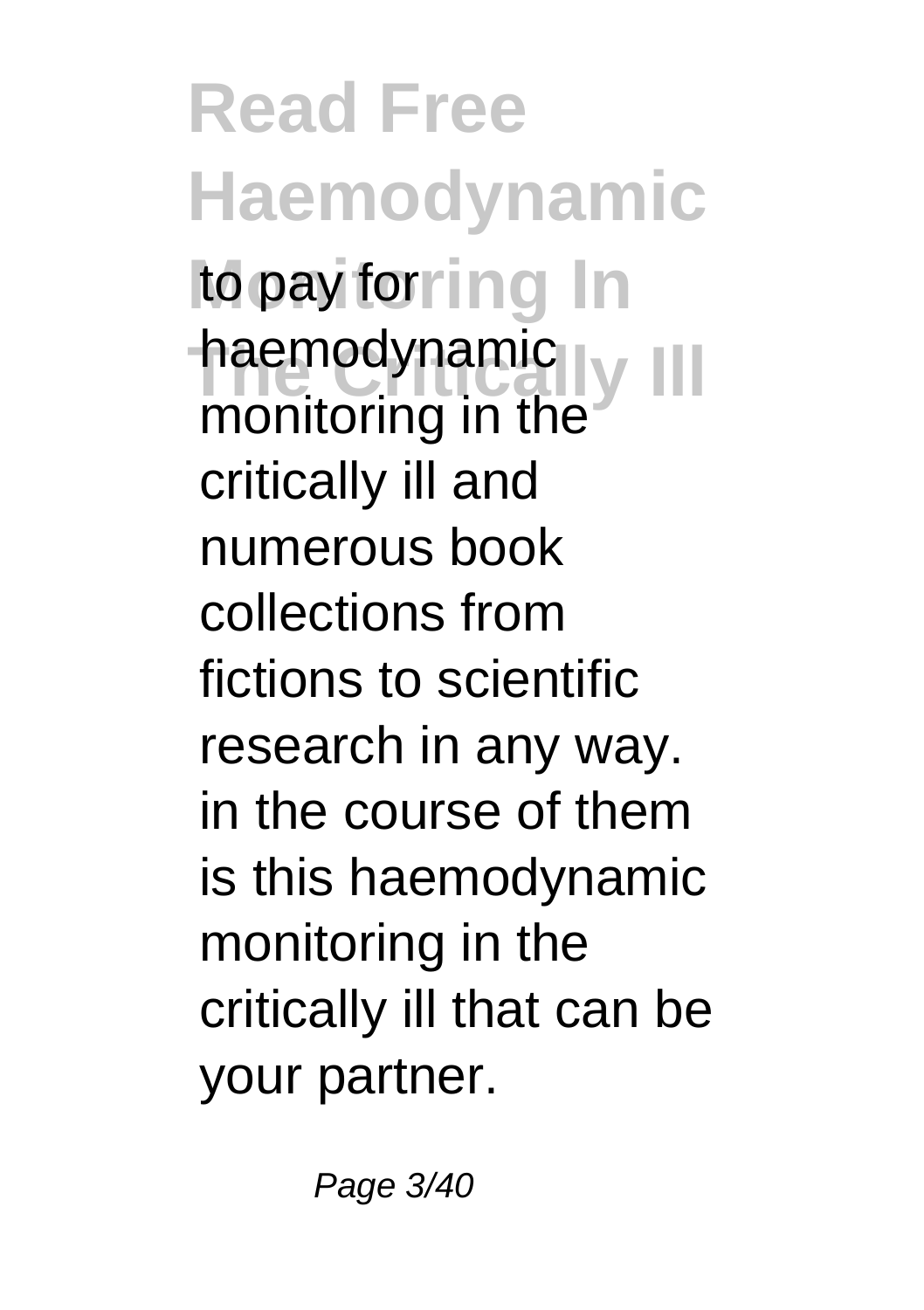to pay for haemodynamic monitoring in the critically ill and numerous book collections from fictions to scientific research in any way. in the course of them is this haemodynamic monitoring in the critically ill that can be your partner.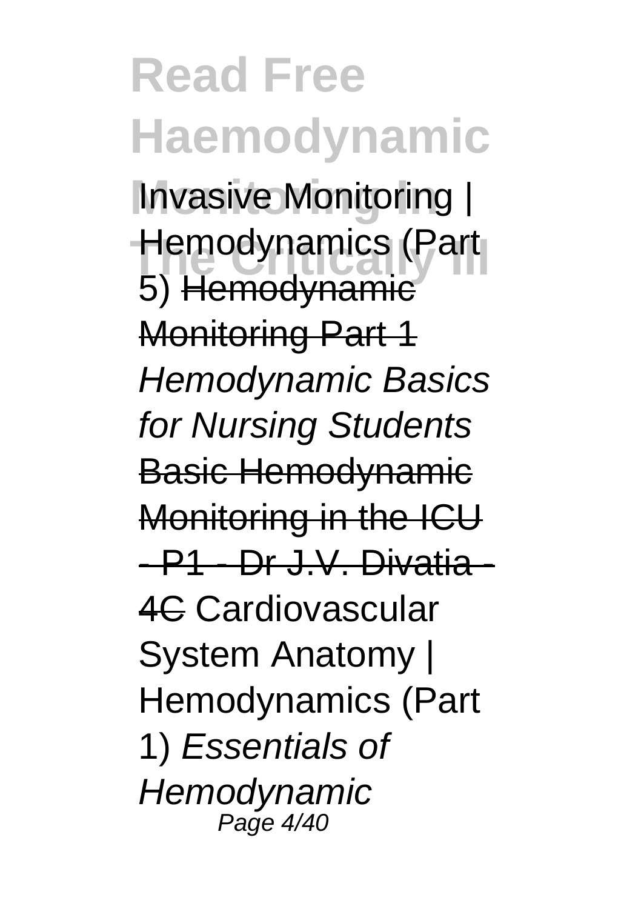Invasive Monitoring | Hemodynamics (Part 5) Hemodynamic Monitoring Part 1 *Hemodynamic Basics for Nursing Students* Basic Hemodynamic Monitoring in the ICU - P1 - Dr J.V. Divatia - 4C Cardiovascular System Anatomy | Hemodynamics (Part 1) *Essentials of Hemodynamic*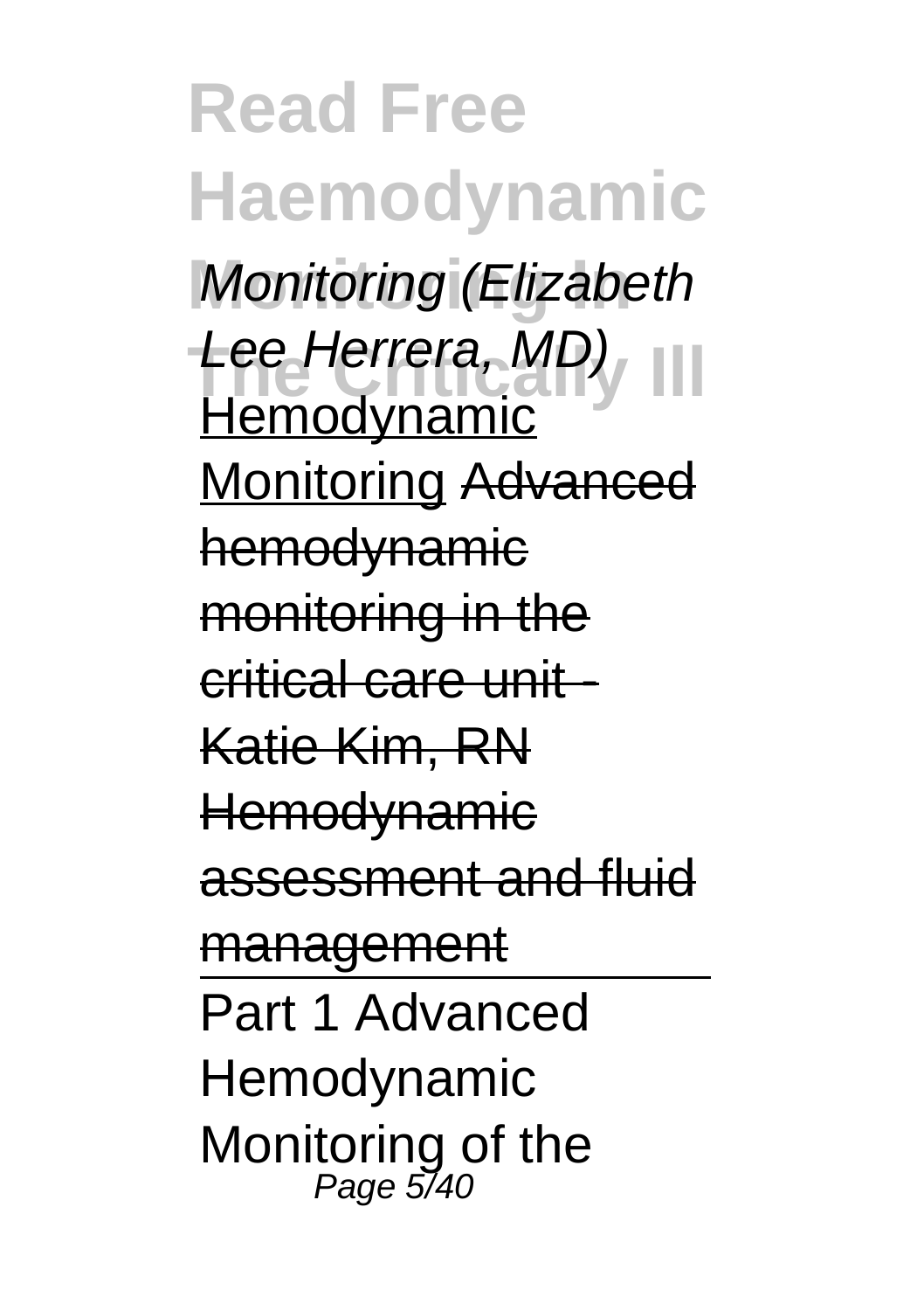*Monitoring (Elizabeth Lee Herrera, MD)* Hemodynamic Monitoring ~~Advanced hemodynamic monitoring in the critical care unit - Katie Kim, RN~~ ~~Hemodynamic assessment and fluid management~~

Part 1 Advanced Hemodynamic Monitoring of the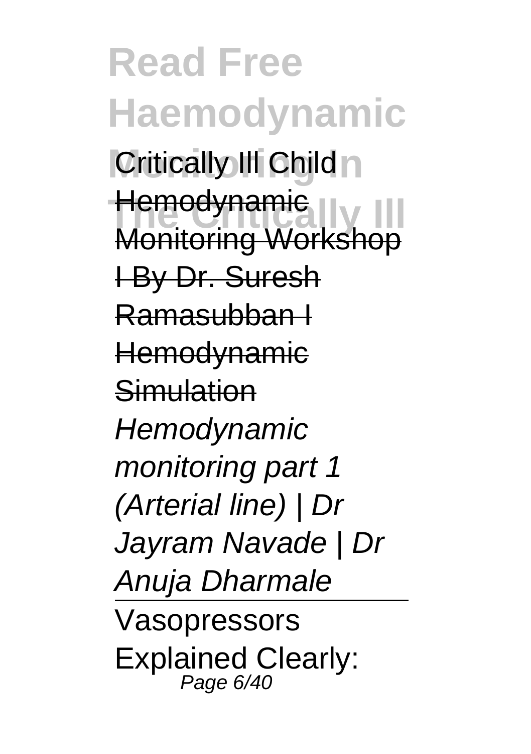Critically Ill Child

Hemodynamic Monitoring Workshop I By Dr. Suresh Ramasubban I Hemodynamic Simulation

*Hemodynamic monitoring part 1 (Arterial line) | Dr Jayram Navade | Dr Anuja Dharmale*

Vasopressors Explained Clearly: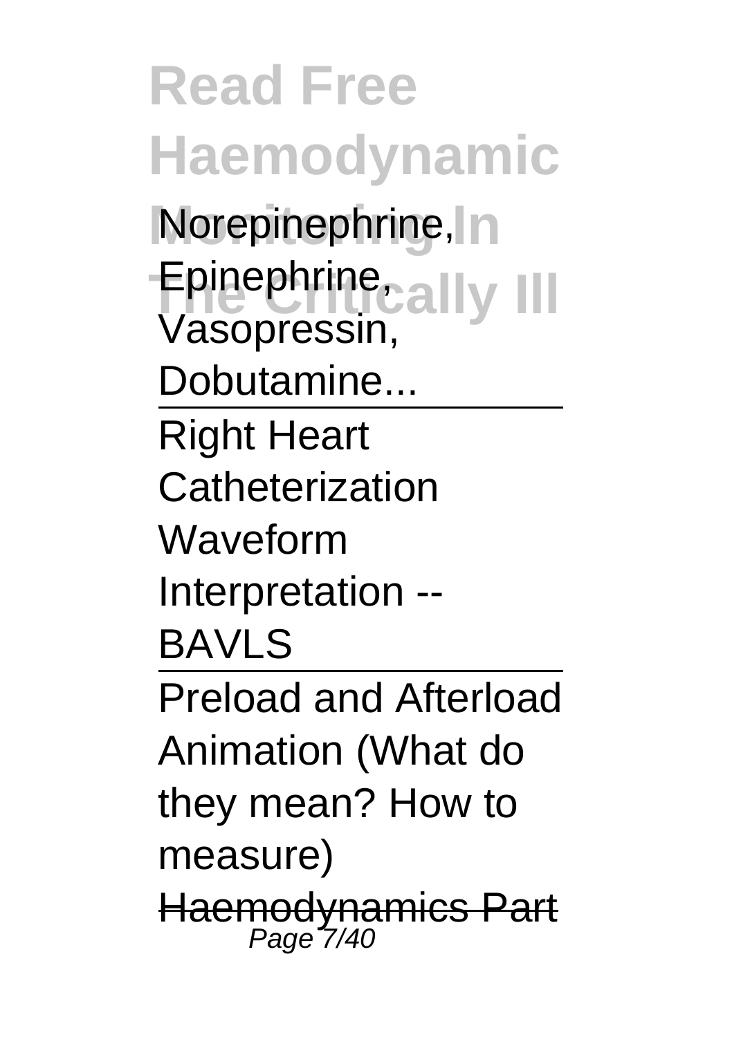Norepinephrine, Epinephrine, Vasopressin, Dobutamine...

Right Heart Catheterization Waveform Interpretation -- BAVLS

Preload and Afterload Animation (What do they mean? How to measure)

Haemodynamics Part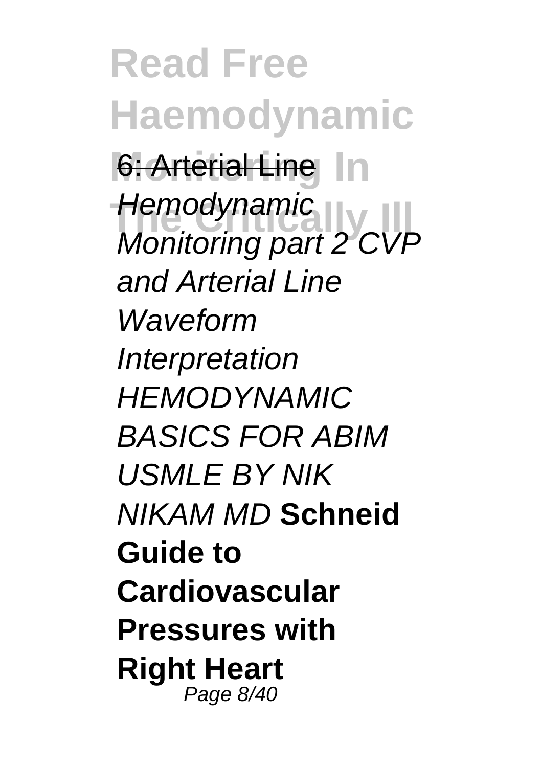6: Arterial Line

*Hemodynamic Monitoring part 2 CVP and Arterial Line Waveform Interpretation*

*HEMODYNAMIC BASICS FOR ABIM USMLE BY NIK NIKAM MD*

**Schneid Guide to Cardiovascular Pressures with Right Heart**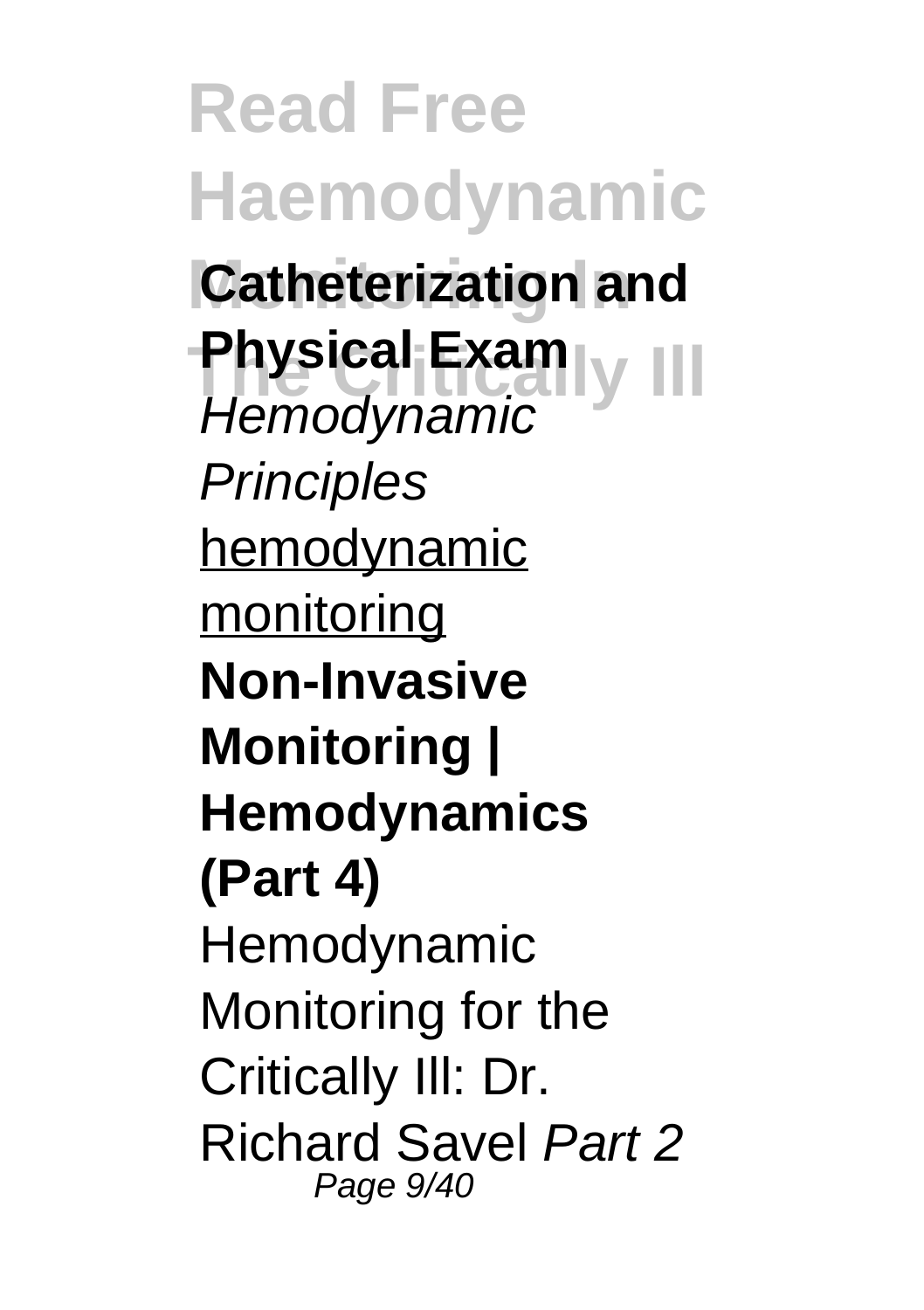**Catheterization and Physical Exam** *Hemodynamic Principles* hemodynamic monitoring **Non-Invasive Monitoring | Hemodynamics (Part 4)** Hemodynamic Monitoring for the Critically Ill: Dr. Richard Savel *Part 2*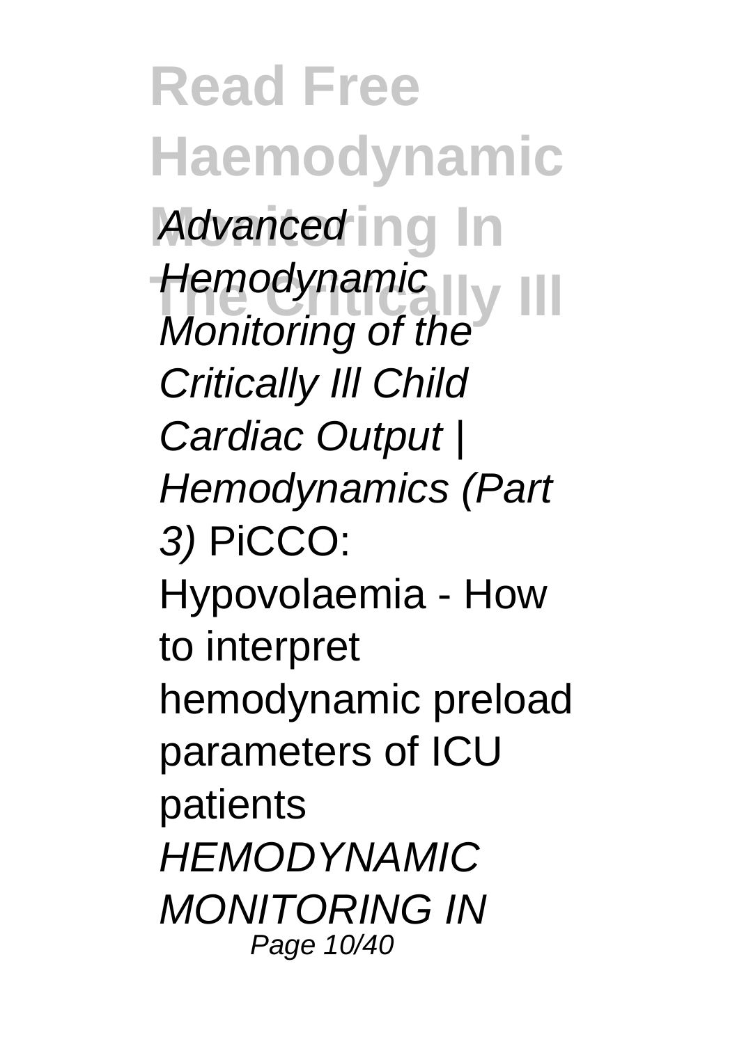Advanced Hemodynamic Monitoring of the Critically Ill Child Cardiac Output | Hemodynamics (Part 3) PiCCO: Hypovolaemia - How to interpret hemodynamic preload parameters of ICU patients *HEMODYNAMIC MONITORING IN*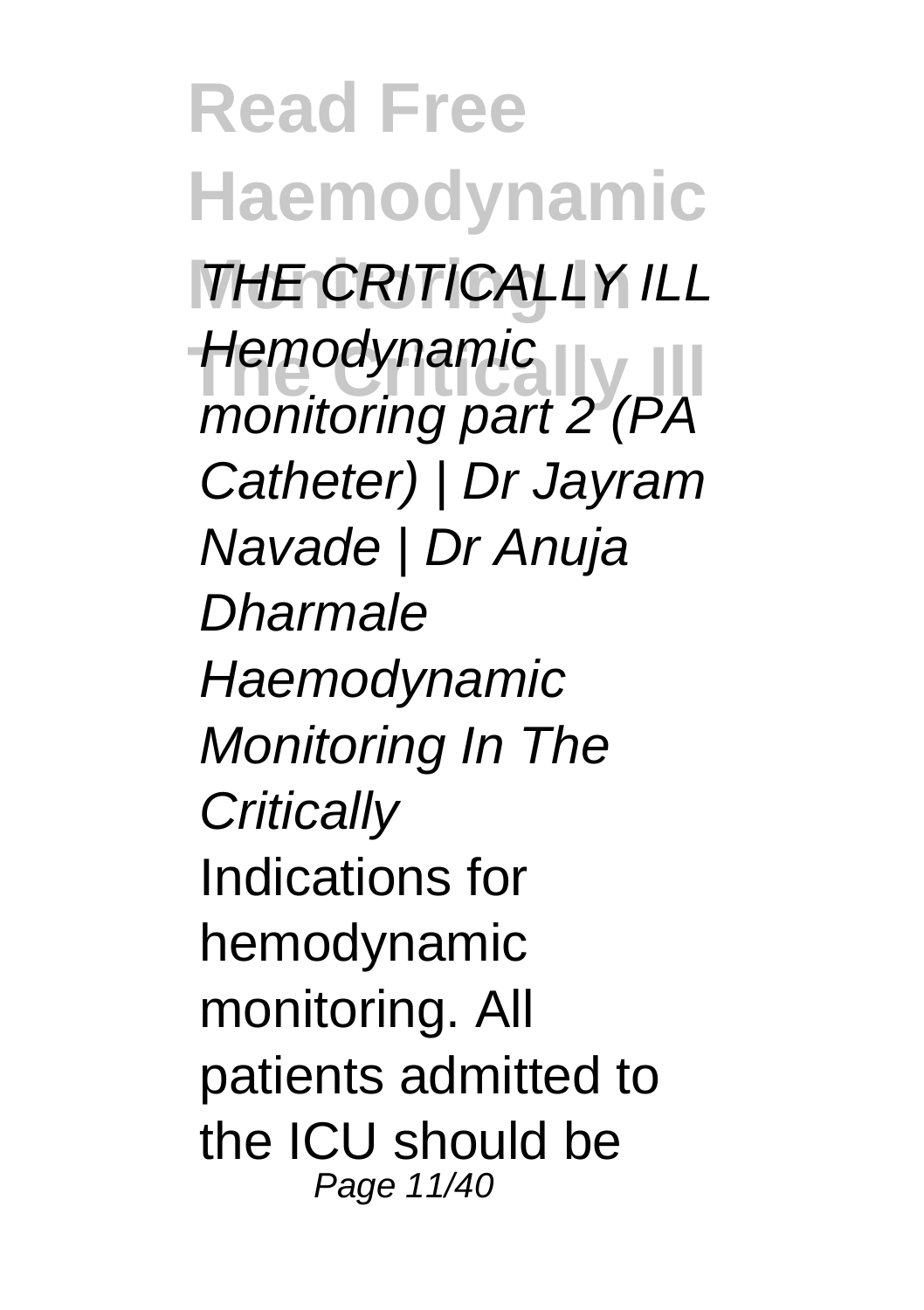*THE CRITICALLY ILL*

*Hemodynamic monitoring part 2 (PA Catheter) | Dr Jayram Navade | Dr Anuja Dharmale*

*Haemodynamic Monitoring In The Critically*

Indications for hemodynamic monitoring. All patients admitted to the ICU should be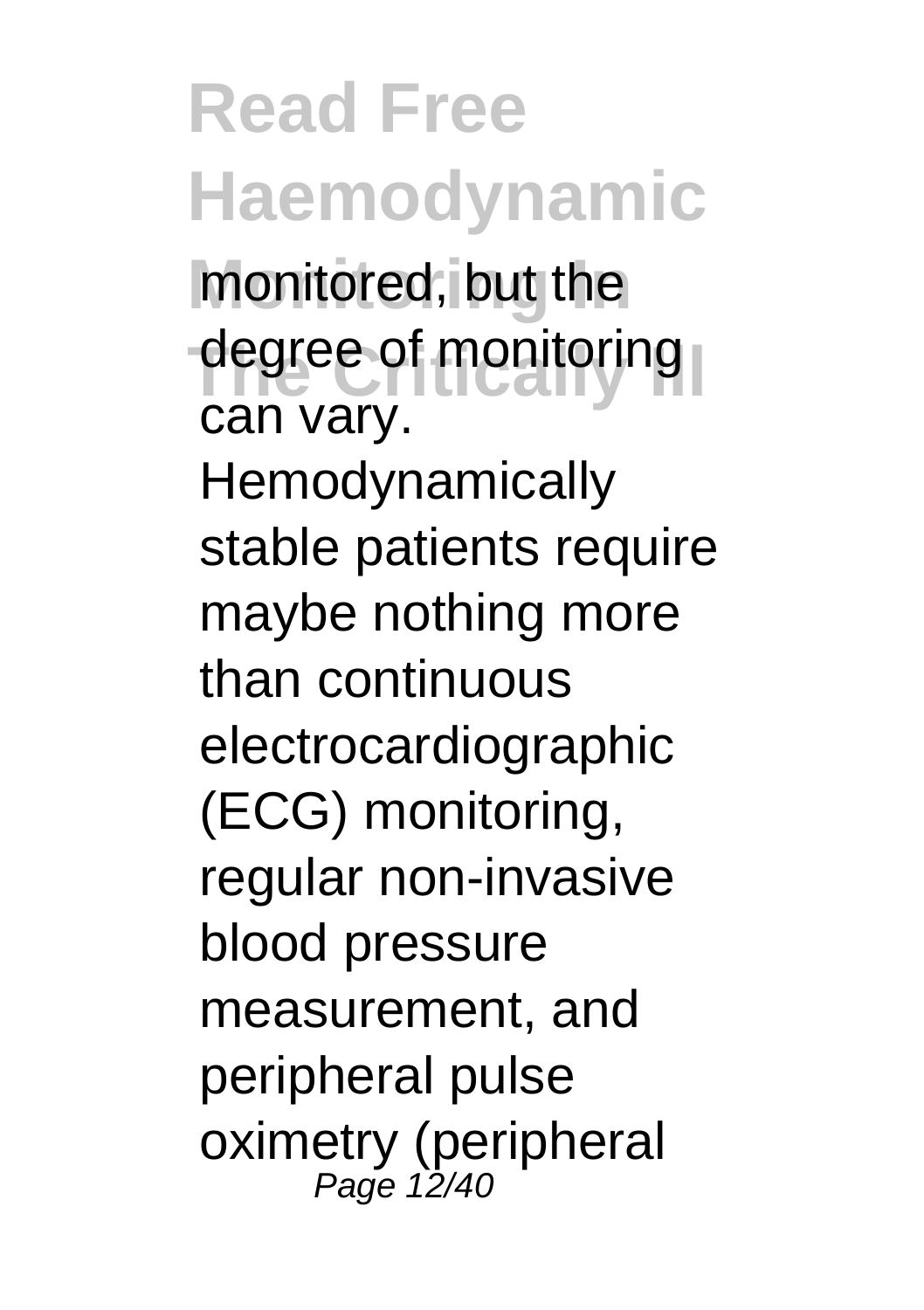monitored, but the degree of monitoring can vary. Hemodynamically stable patients require maybe nothing more than continuous electrocardiographic (ECG) monitoring, regular non-invasive blood pressure measurement, and peripheral pulse oximetry (peripheral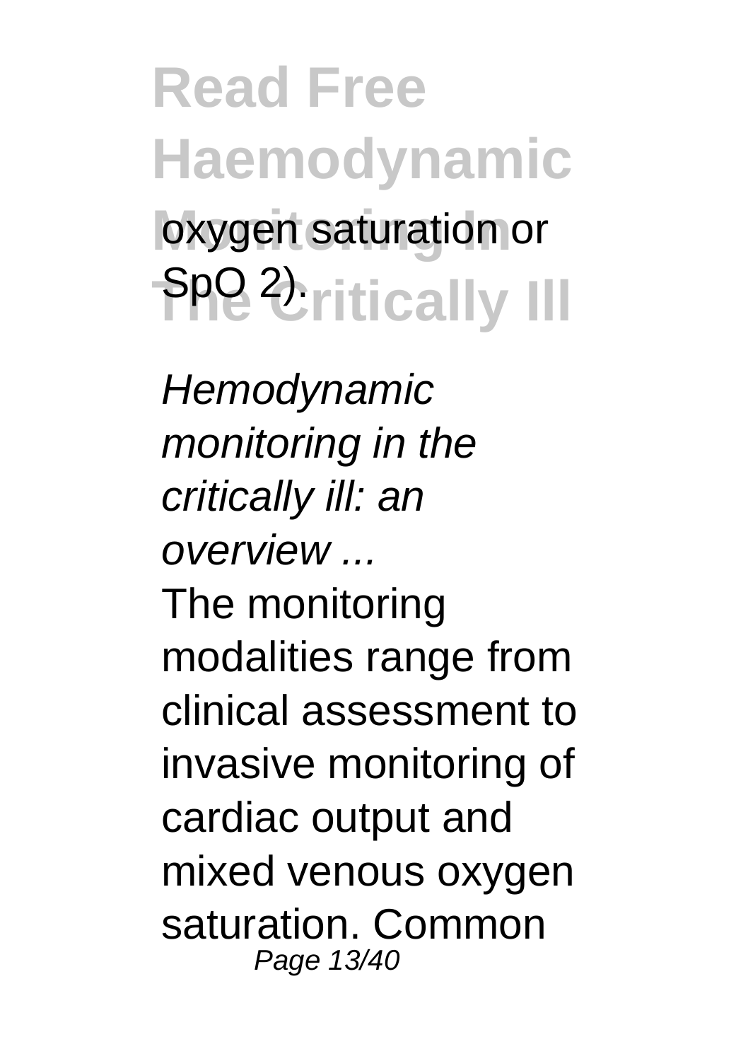oxygen saturation or $SpO_2$).

*Hemodynamic monitoring in the critically ill: an overview ...*

The monitoring modalities range from clinical assessment to invasive monitoring of cardiac output and mixed venous oxygen saturation. Common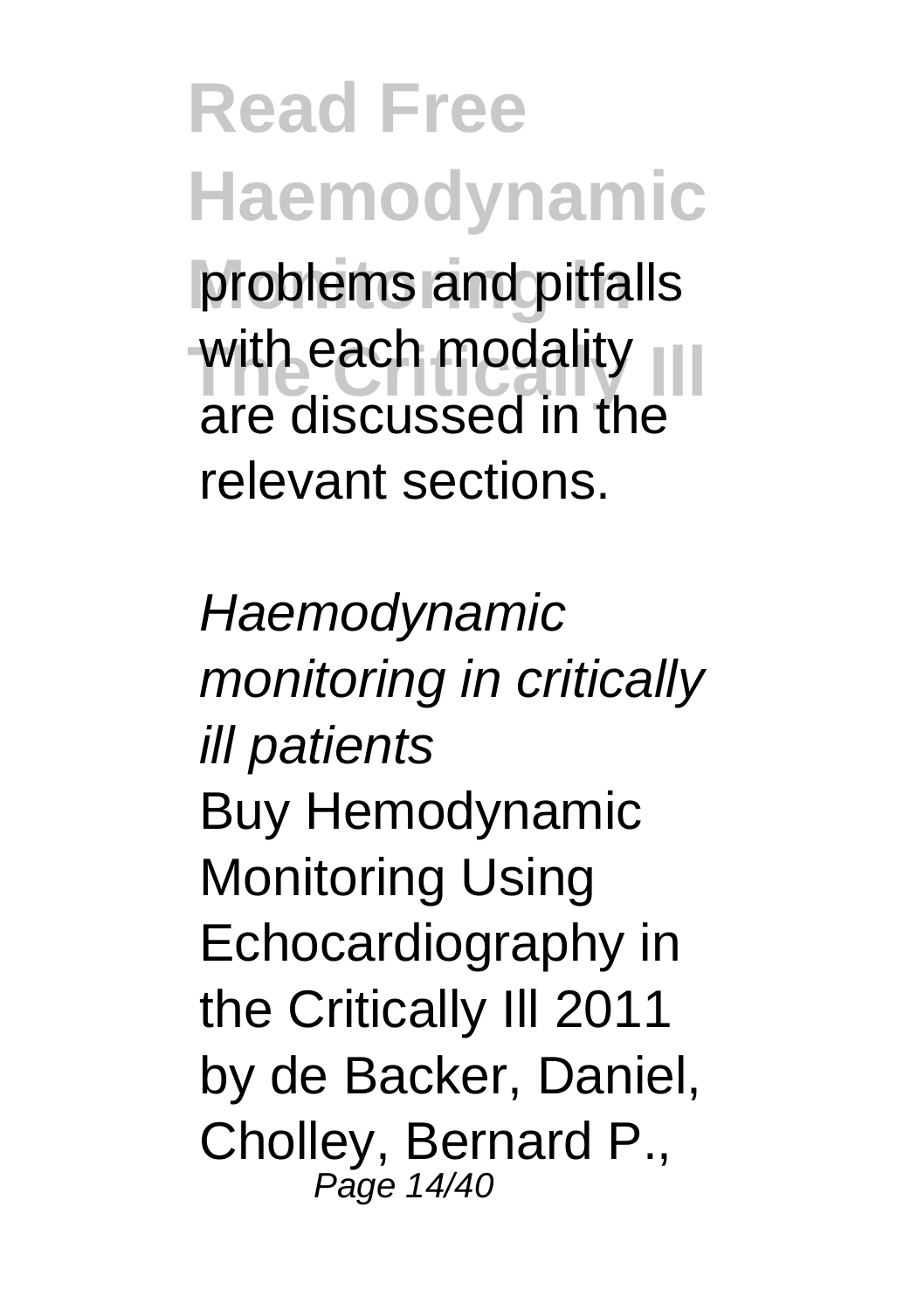problems and pitfalls with each modality are discussed in the relevant sections.

*Haemodynamic monitoring in critically ill patients*

Buy Hemodynamic Monitoring Using Echocardiography in the Critically Ill 2011 by de Backer, Daniel, Cholley, Bernard P.,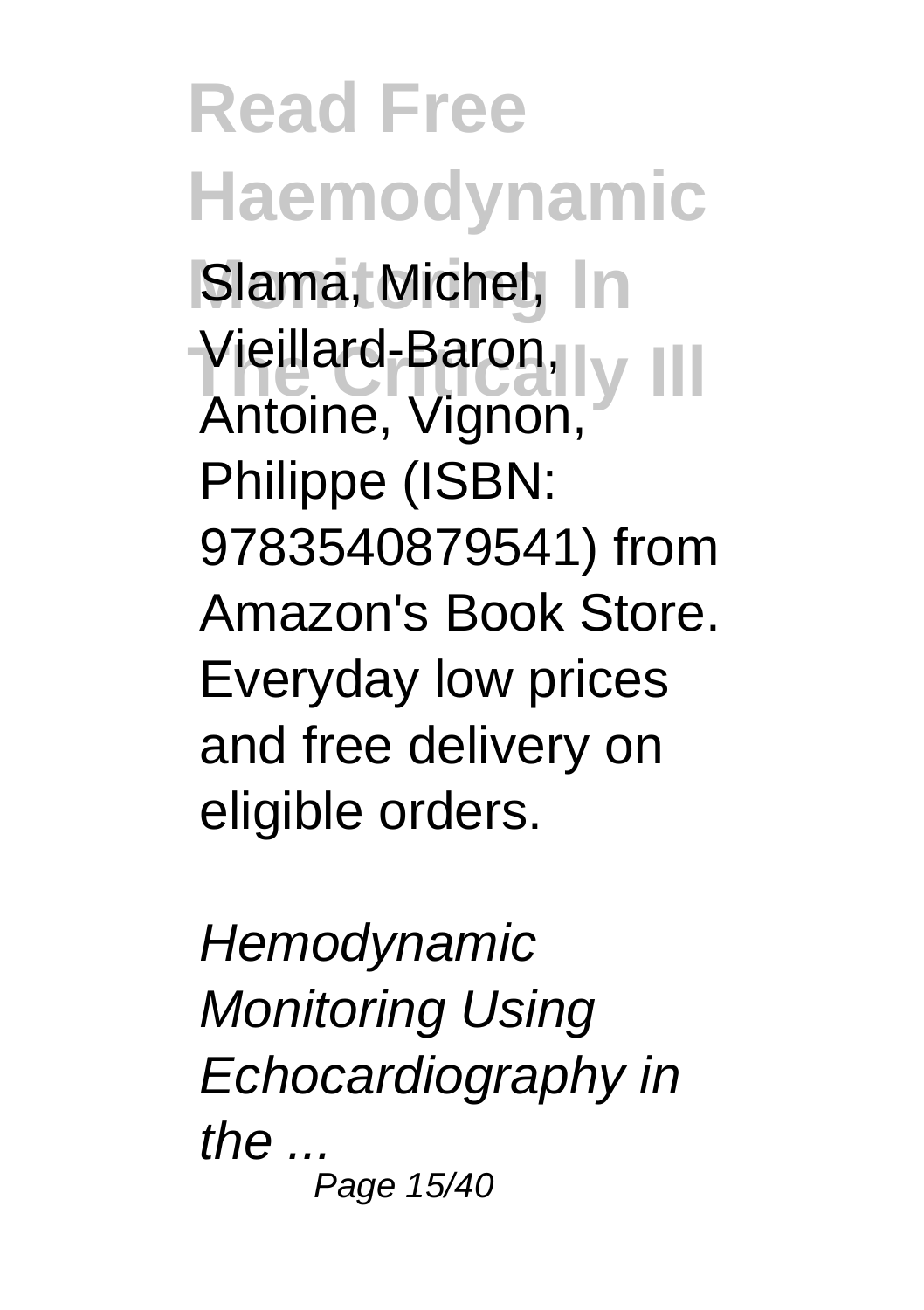Slama, Michel, Vieillard-Baron, Antoine, Vignon, Philippe (ISBN: 9783540879541) from Amazon's Book Store. Everyday low prices and free delivery on eligible orders.

*Hemodynamic Monitoring Using Echocardiography in the ...*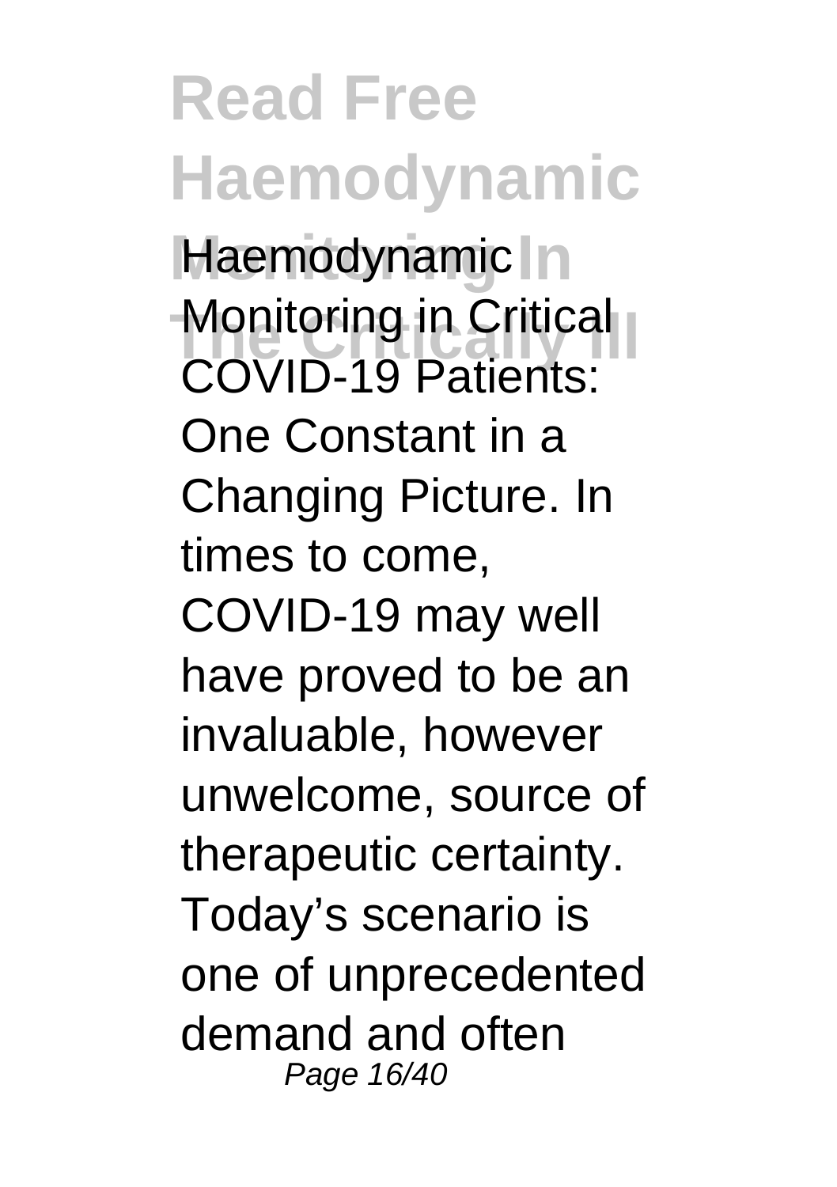Haemodynamic Monitoring in Critical COVID-19 Patients: One Constant in a Changing Picture. In times to come, COVID-19 may well have proved to be an invaluable, however unwelcome, source of therapeutic certainty. Today's scenario is one of unprecedented demand and often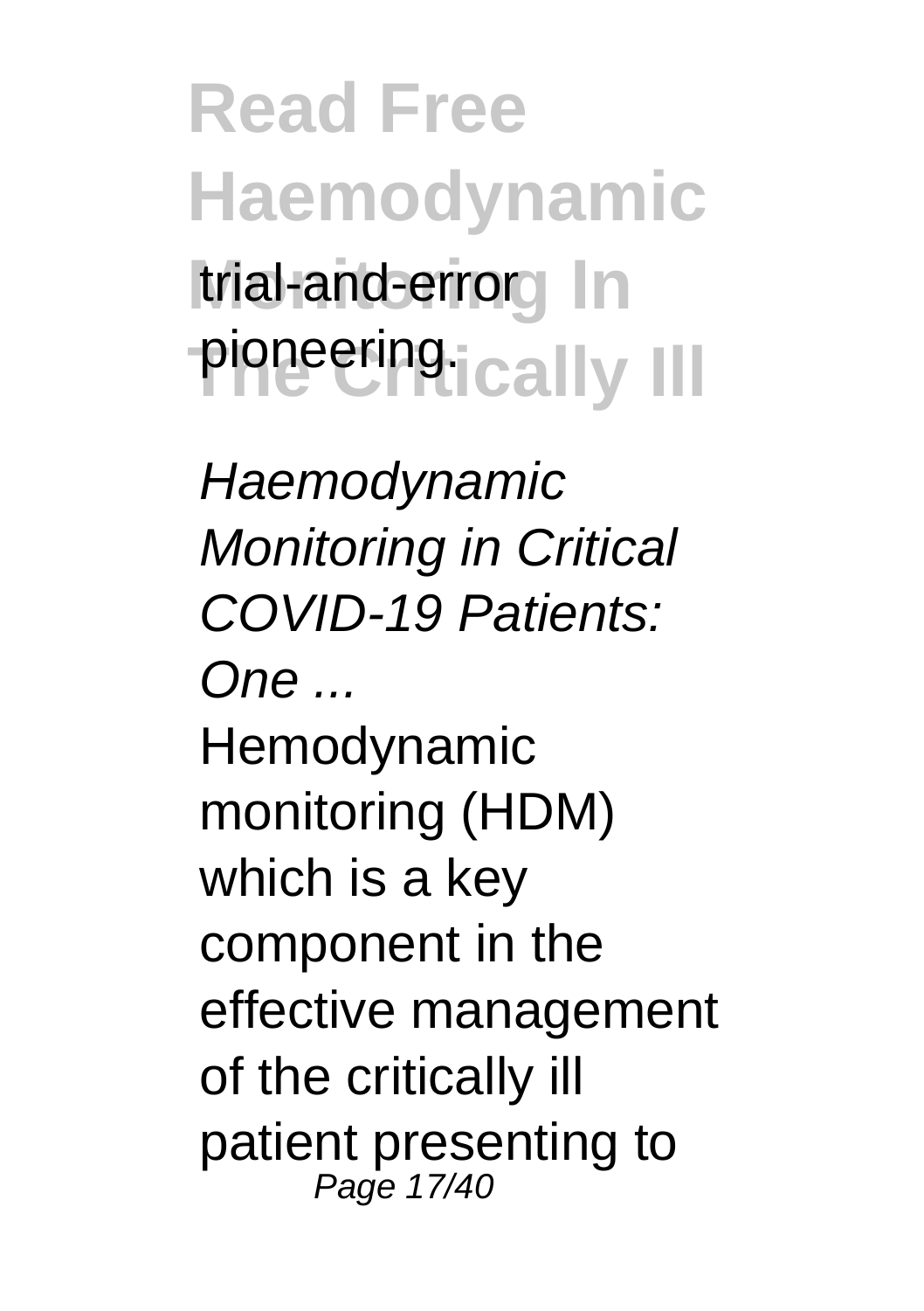trial-and-error pioneering.

*Haemodynamic Monitoring in Critical COVID-19 Patients: One ...*

Hemodynamic monitoring (HDM) which is a key component in the effective management of the critically ill patient presenting to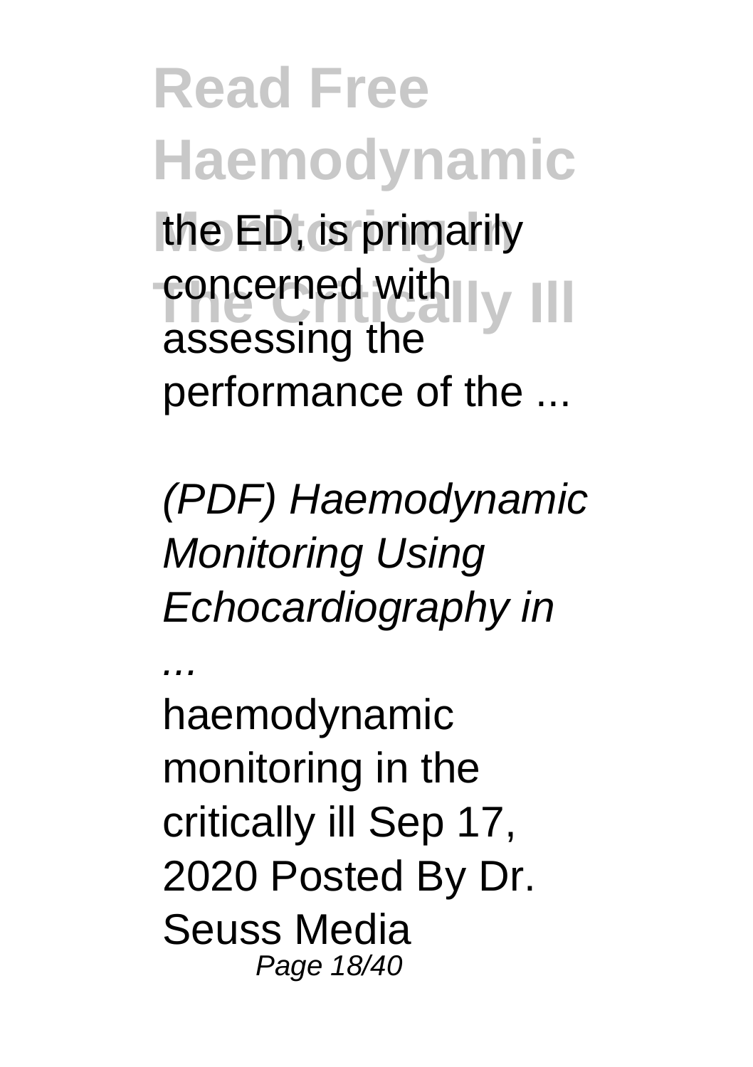the ED, is primarily concerned with assessing the performance of the ...

*(PDF) Haemodynamic Monitoring Using Echocardiography in ...*

haemodynamic monitoring in the critically ill Sep 17, 2020 Posted By Dr. Seuss Media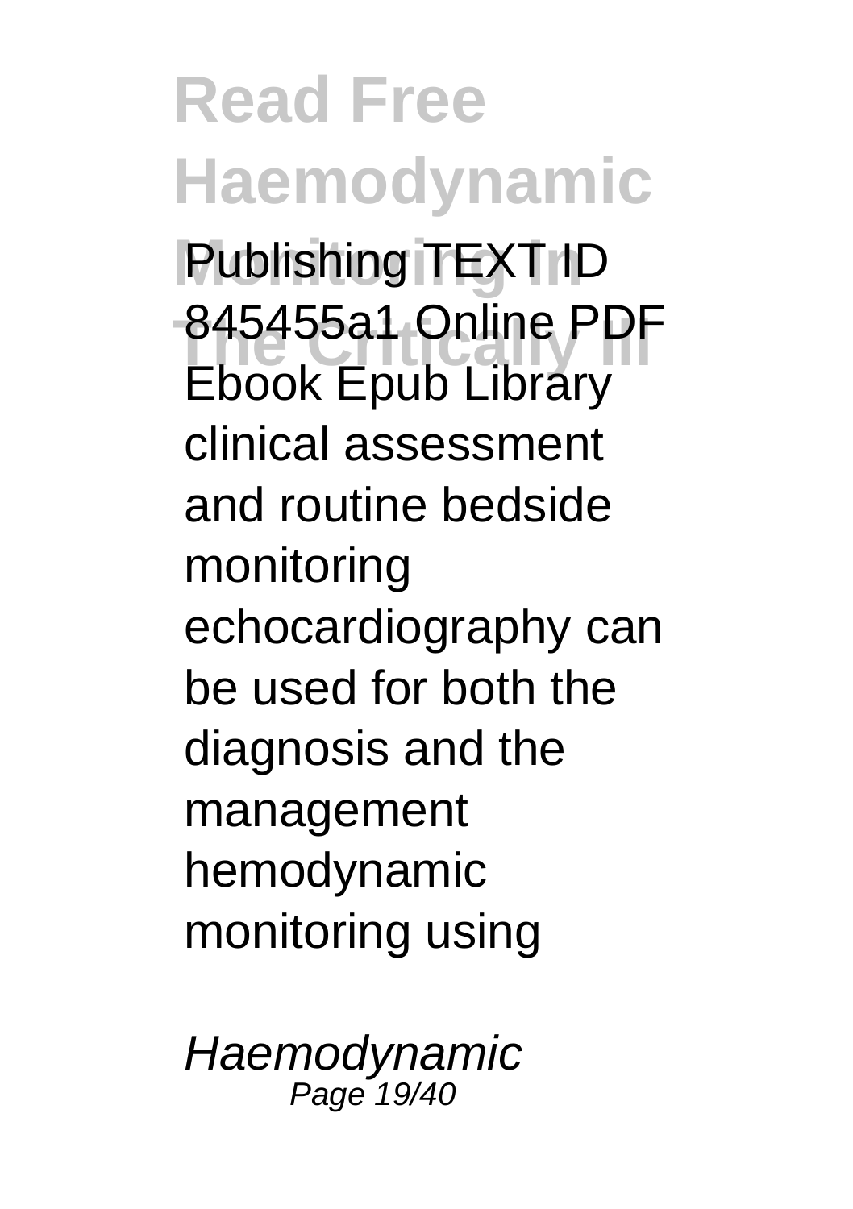Publishing TEXT ID 845455a1 Online PDF Ebook Epub Library clinical assessment and routine bedside monitoring echocardiography can be used for both the diagnosis and the management hemodynamic monitoring using

*Haemodynamic*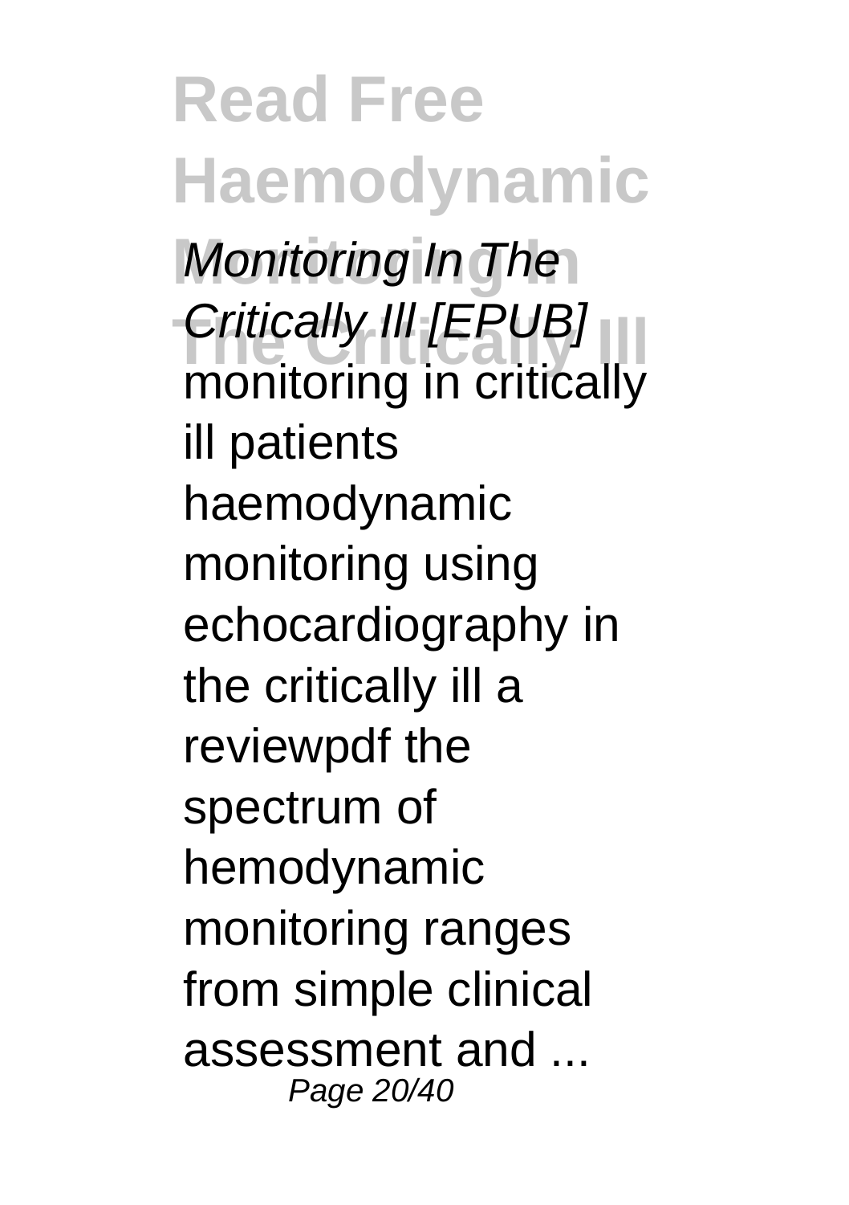*Monitoring In The Critically Ill [EPUB]* monitoring in critically ill patients haemodynamic monitoring using echocardiography in the critically ill a reviewpdf the spectrum of hemodynamic monitoring ranges from simple clinical assessment and ...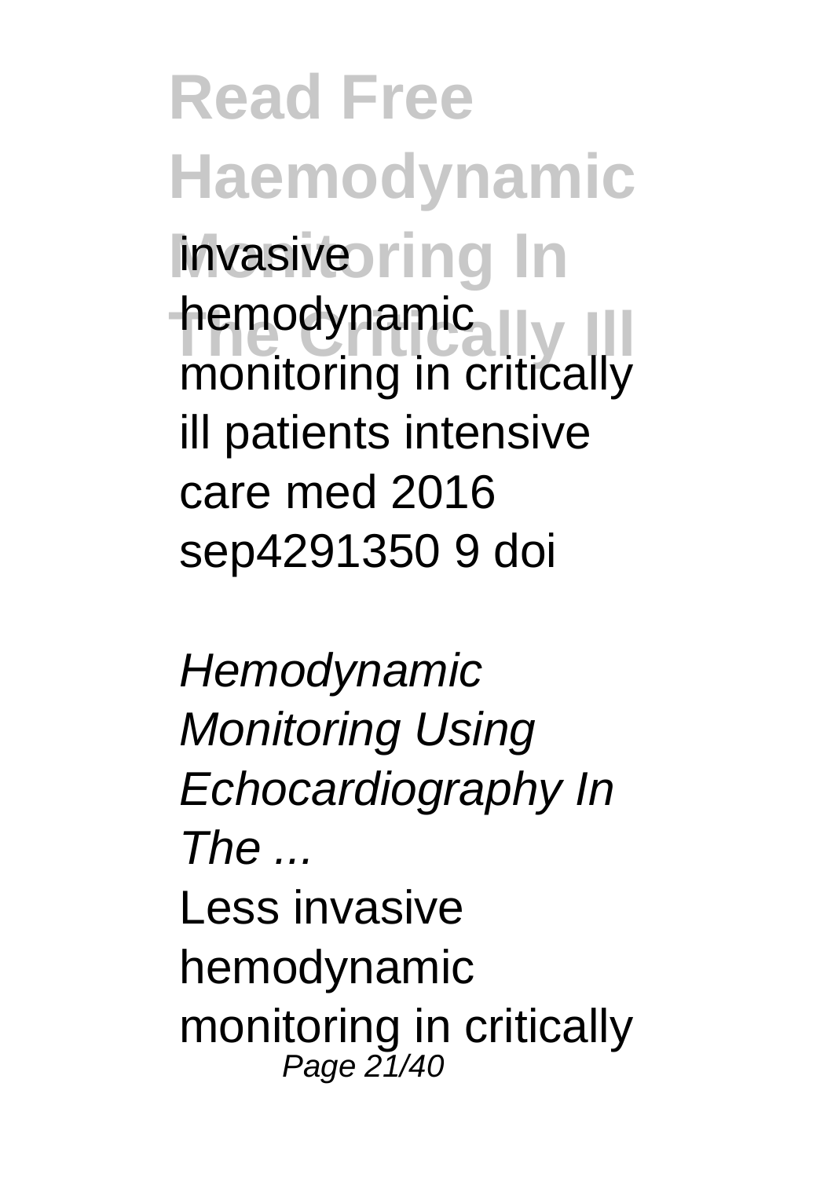invasive hemodynamic monitoring in critically ill patients intensive care med 2016 sep4291350 9 doi

*Hemodynamic Monitoring Using Echocardiography In The ...*

Less invasive hemodynamic monitoring in critically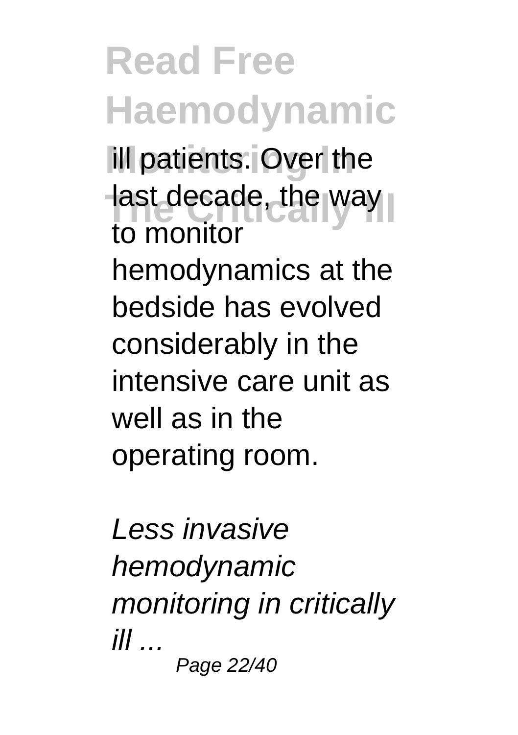ill patients. Over the last decade, the way to monitor hemodynamics at the bedside has evolved considerably in the intensive care unit as well as in the operating room.

*Less invasive hemodynamic monitoring in critically ill ...*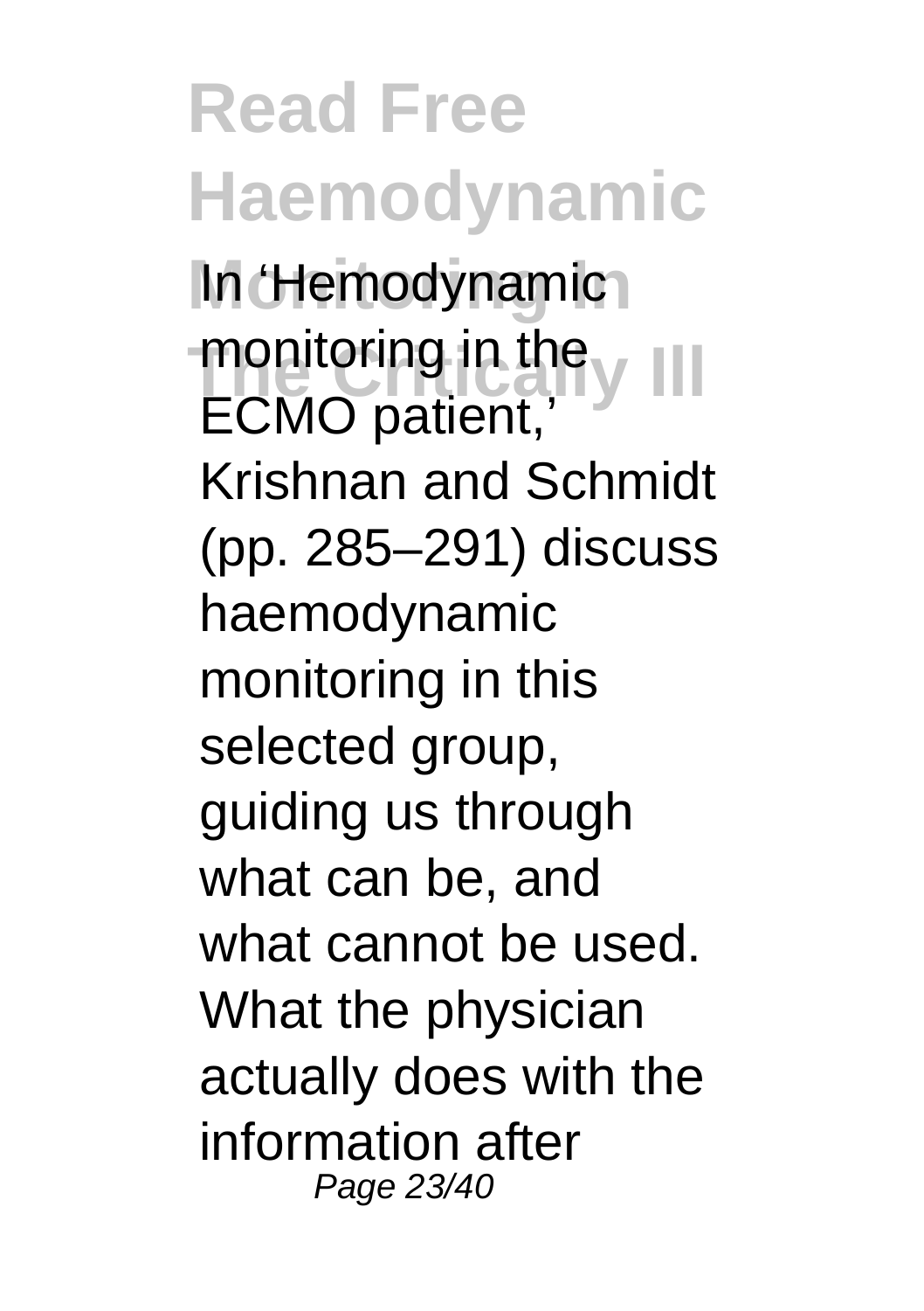In ‘Hemodynamic monitoring in the ECMO patient,’ Krishnan and Schmidt (pp. 285–291) discuss haemodynamic monitoring in this selected group, guiding us through what can be, and what cannot be used. What the physician actually does with the information after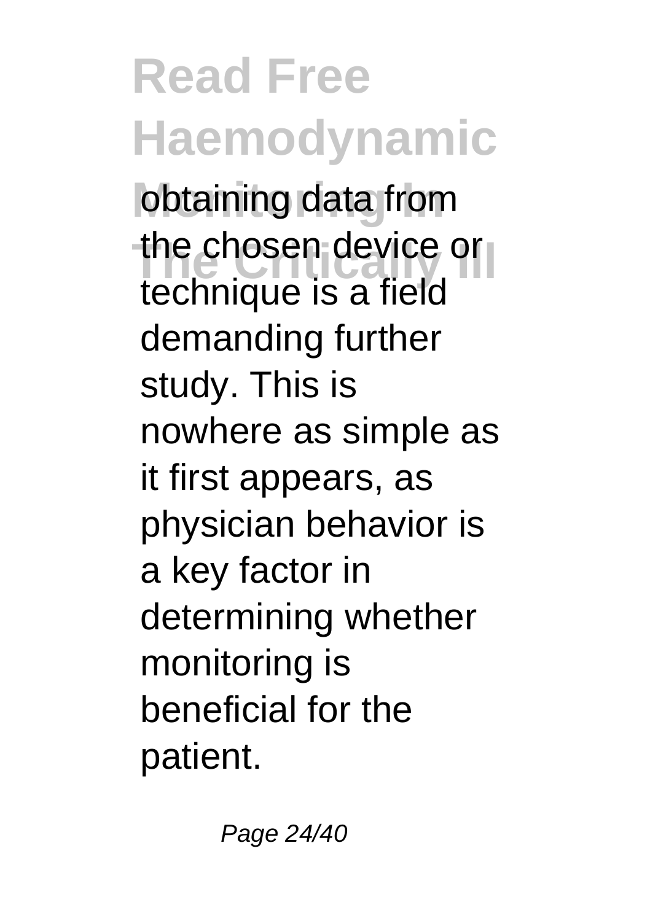obtaining data from the chosen device or technique is a field demanding further study. This is nowhere as simple as it first appears, as physician behavior is a key factor in determining whether monitoring is beneficial for the patient.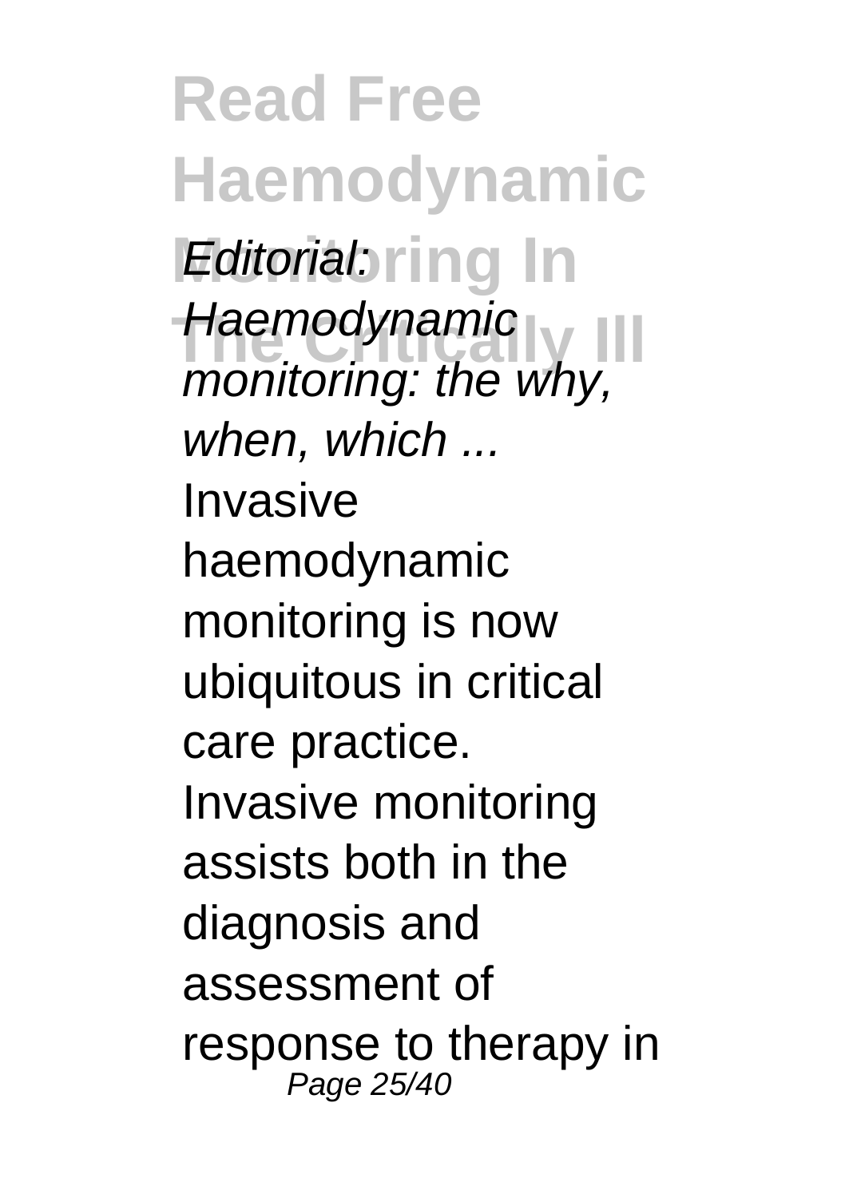*Editorial: Haemodynamic monitoring: the why, when, which ...*

Invasive haemodynamic monitoring is now ubiquitous in critical care practice. Invasive monitoring assists both in the diagnosis and assessment of response to therapy in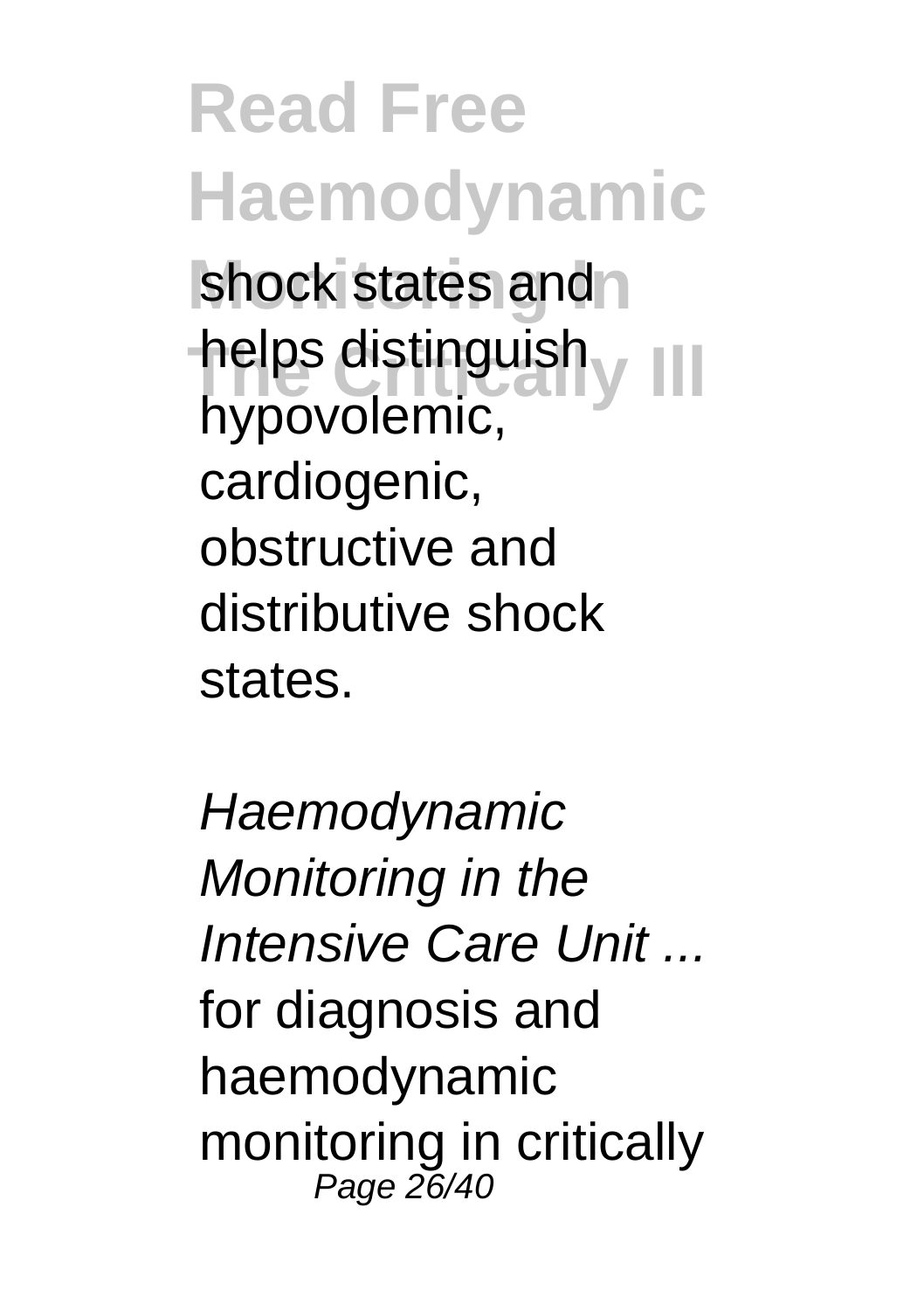shock states and helps distinguish hypovolemic, cardiogenic, obstructive and distributive shock states.

*Haemodynamic Monitoring in the Intensive Care Unit ...*

for diagnosis and haemodynamic monitoring in critically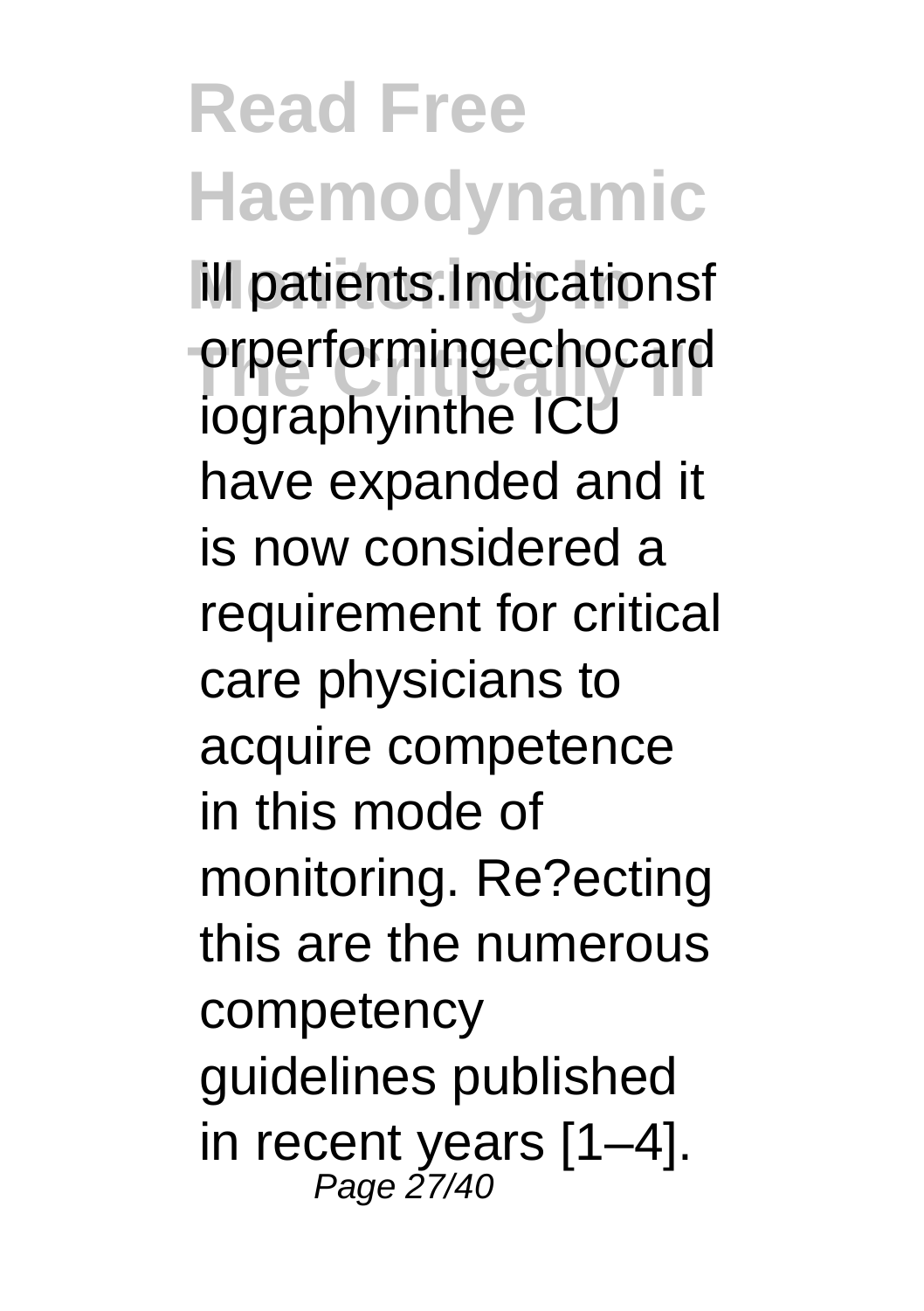ill patients.Indicationsf orperformingechocard iographyinthe ICU have expanded and it is now considered a requirement for critical care physicians to acquire competence in this mode of monitoring. Re?ecting this are the numerous competency guidelines published in recent years [1–4].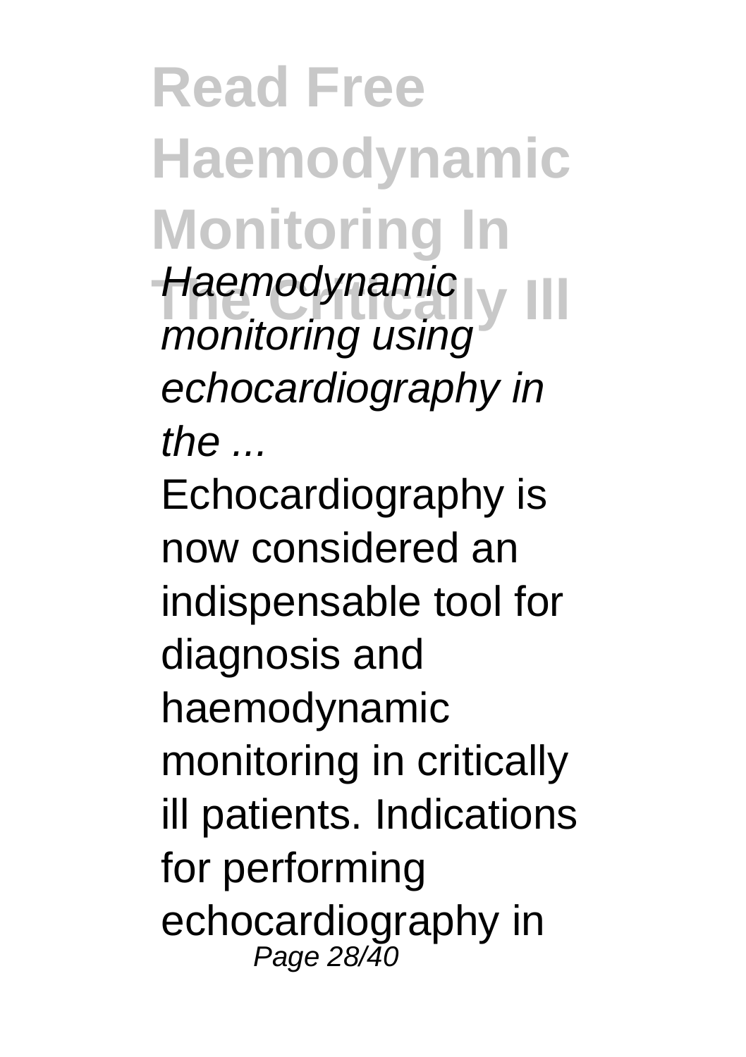*Haemodynamic monitoring using echocardiography in the ...*

Echocardiography is now considered an indispensable tool for diagnosis and haemodynamic monitoring in critically ill patients. Indications for performing echocardiography in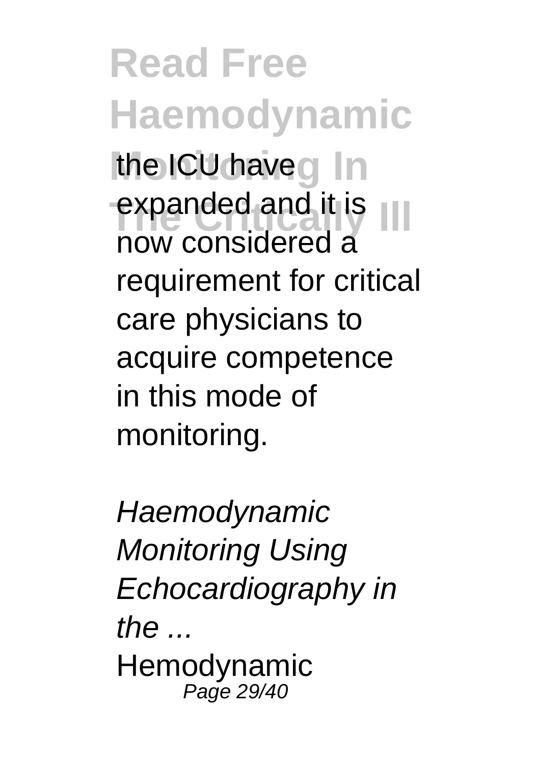the ICU have expanded and it is now considered a requirement for critical care physicians to acquire competence in this mode of monitoring.

*Haemodynamic Monitoring Using Echocardiography in the ...*

Hemodynamic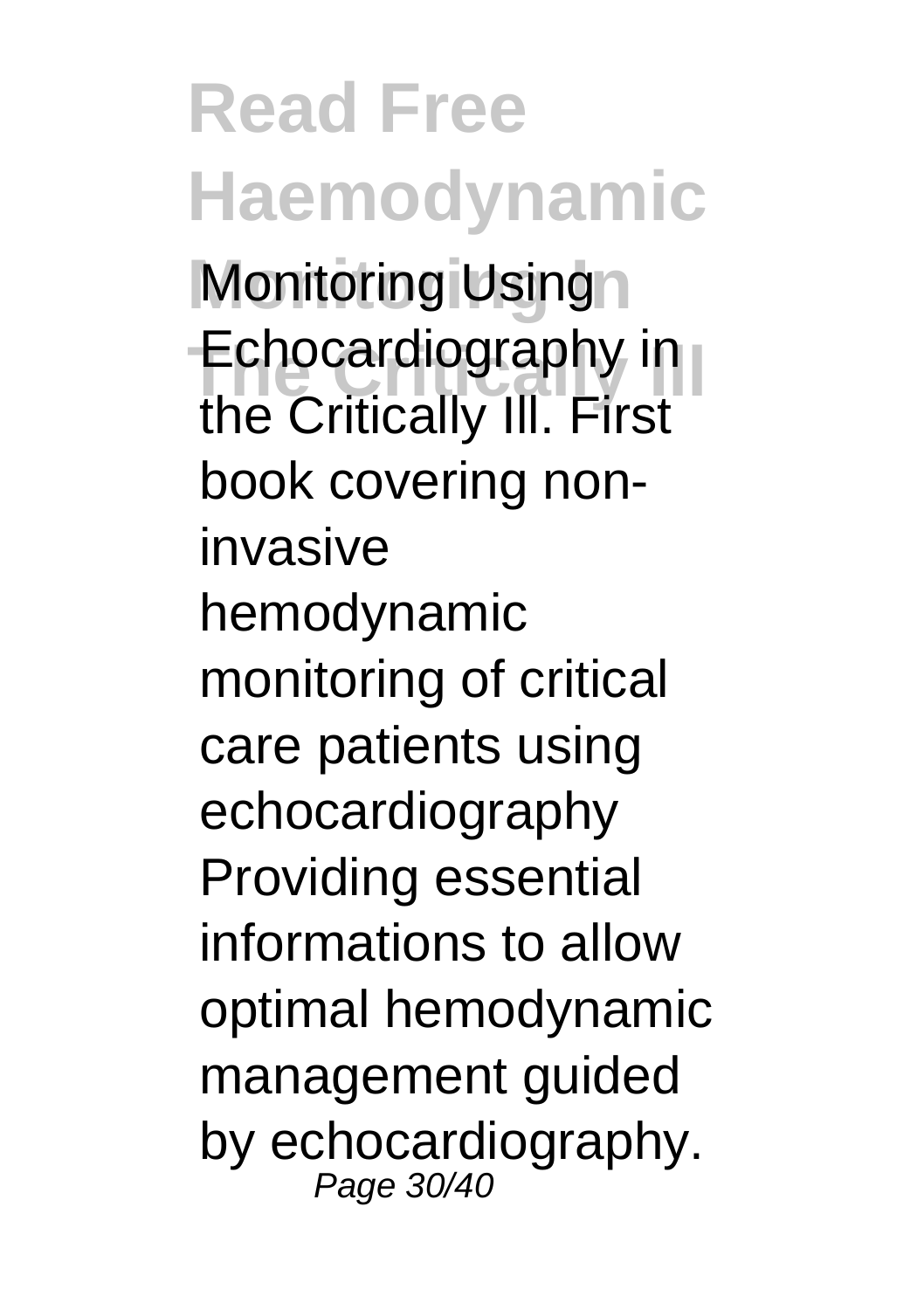Monitoring Using Echocardiography in the Critically Ill. First book covering non-invasive hemodynamic monitoring of critical care patients using echocardiography Providing essential informations to allow optimal hemodynamic management guided by echocardiography.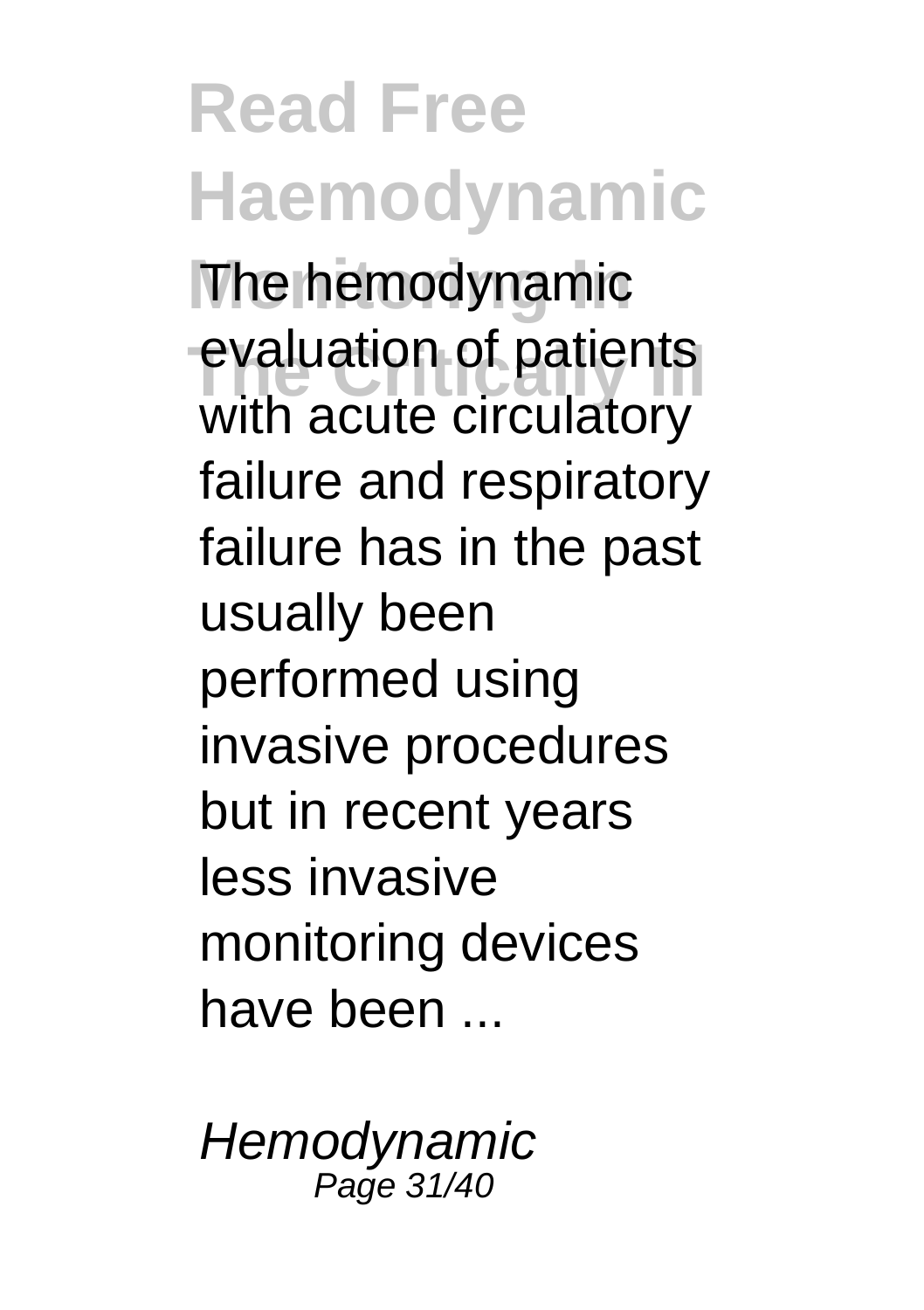The hemodynamic evaluation of patients with acute circulatory failure and respiratory failure has in the past usually been performed using invasive procedures but in recent years less invasive monitoring devices have been ...

*Hemodynamic*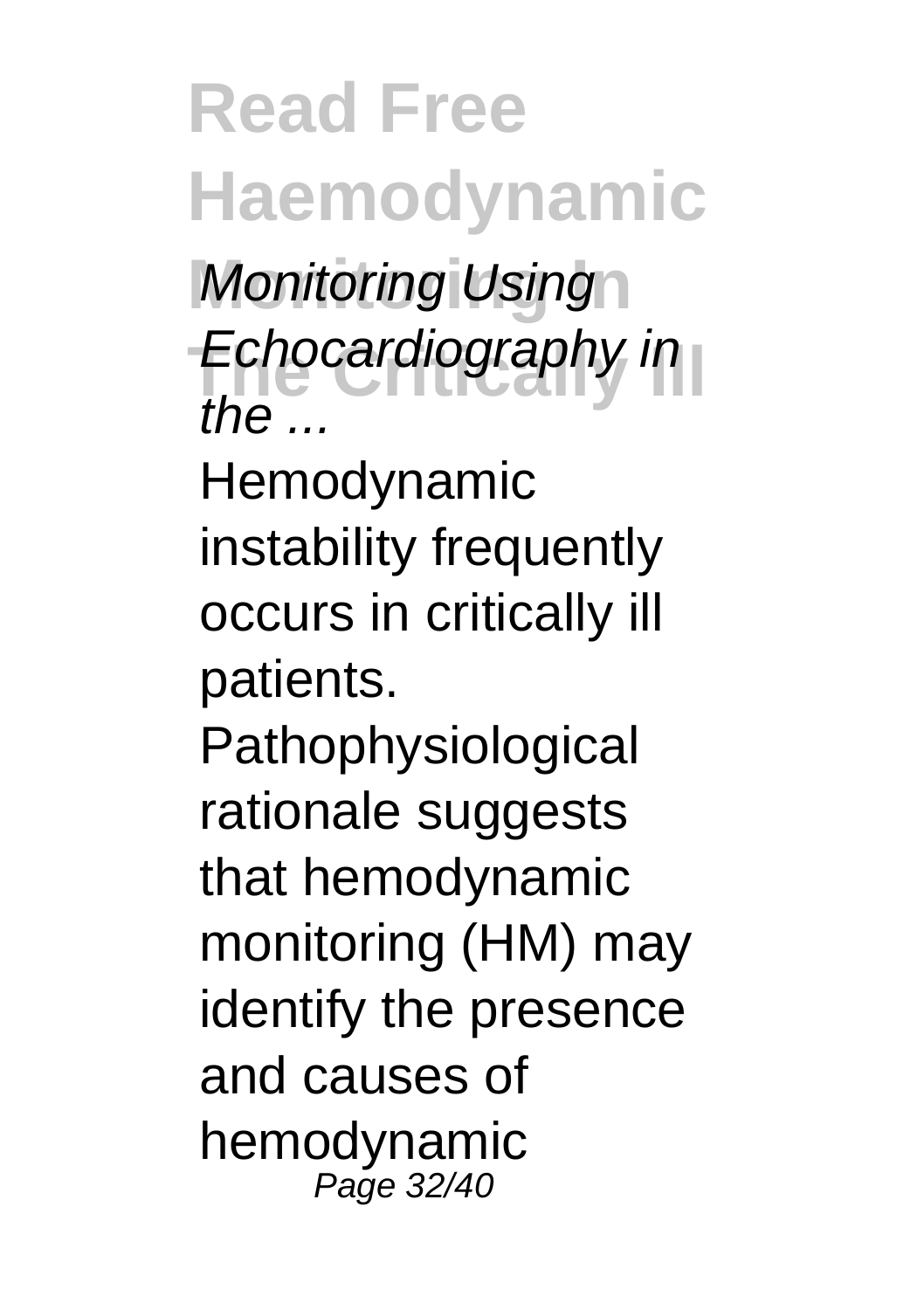*Monitoring Using Echocardiography in the ...*

Hemodynamic instability frequently occurs in critically ill patients. Pathophysiological rationale suggests that hemodynamic monitoring (HM) may identify the presence and causes of hemodynamic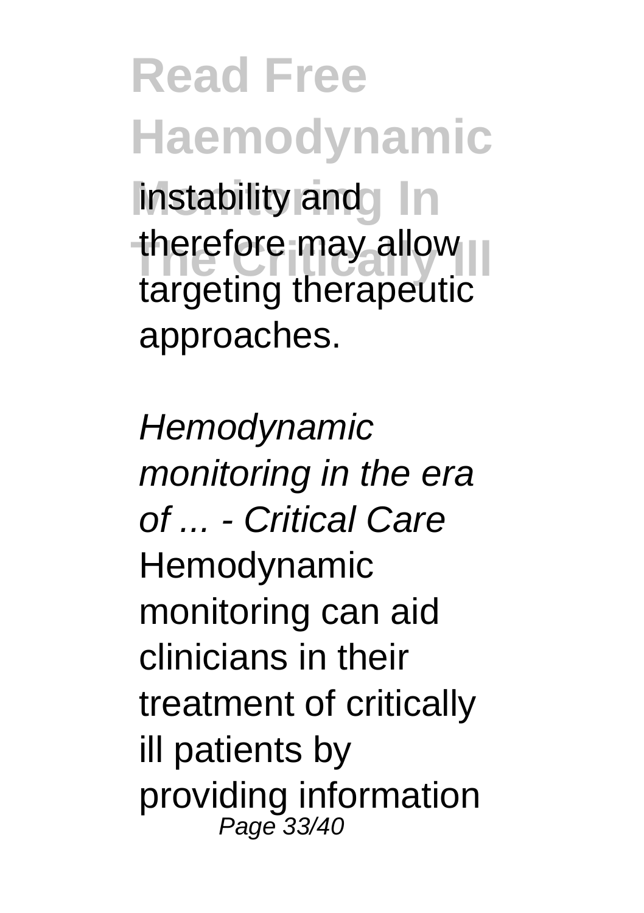instability and therefore may allow targeting therapeutic approaches.

*Hemodynamic monitoring in the era of ... - Critical Care*

Hemodynamic monitoring can aid clinicians in their treatment of critically ill patients by providing information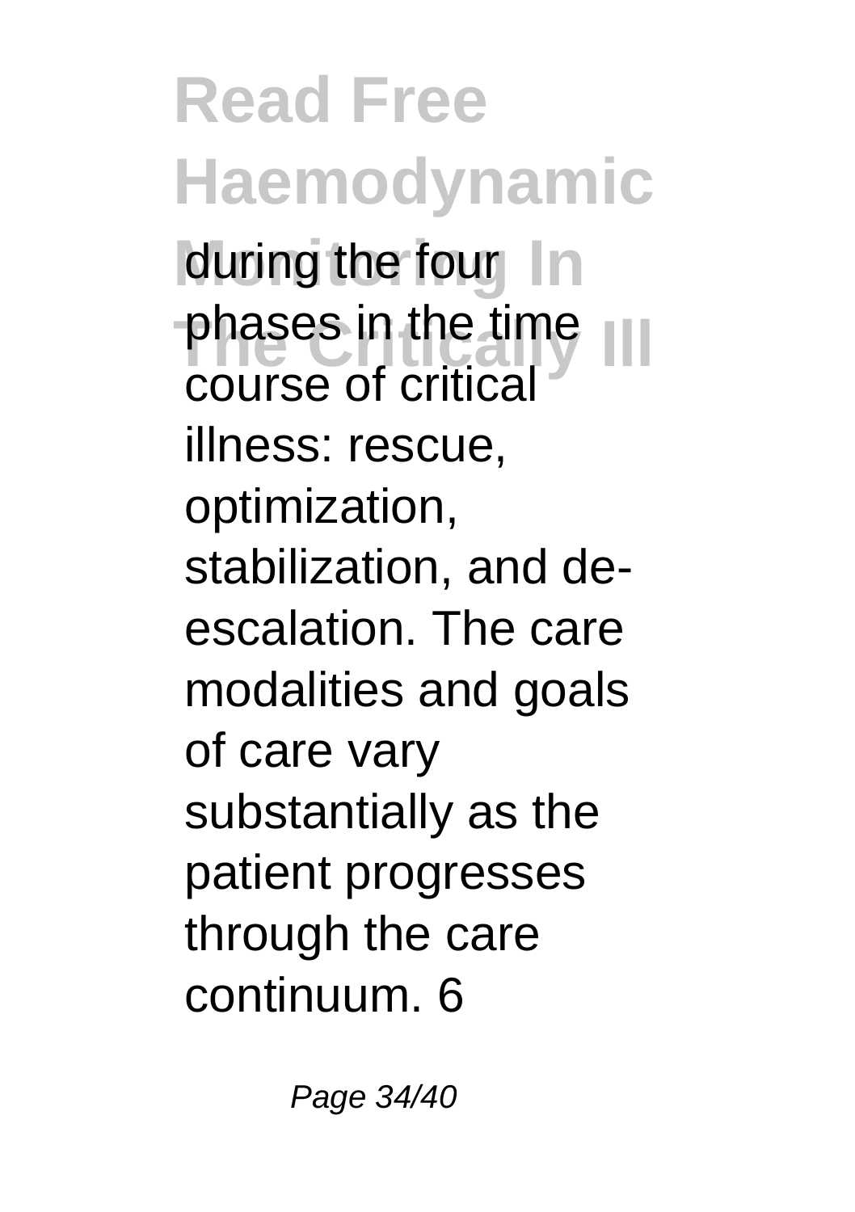during the four phases in the time course of critical illness: rescue, optimization, stabilization, and de-escalation. The care modalities and goals of care vary substantially as the patient progresses through the care continuum. 6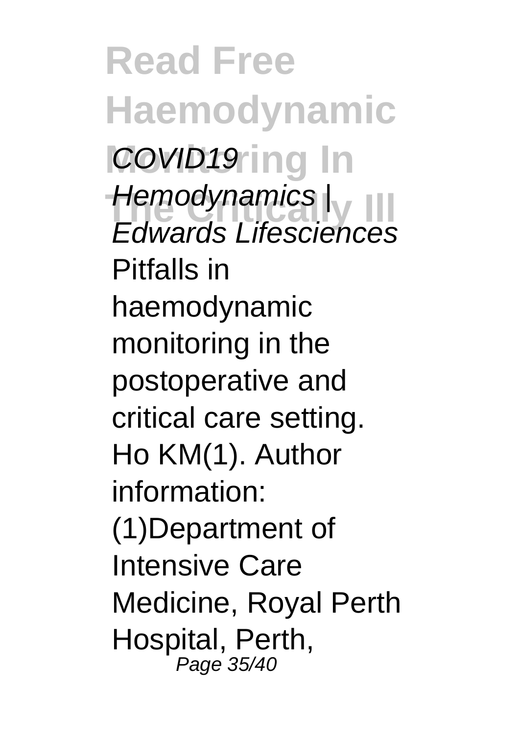*COVID19 Hemodynamics | Edwards Lifesciences*

Pitfalls in haemodynamic monitoring in the postoperative and critical care setting. Ho KM(1). Author information: (1)Department of Intensive Care Medicine, Royal Perth Hospital, Perth,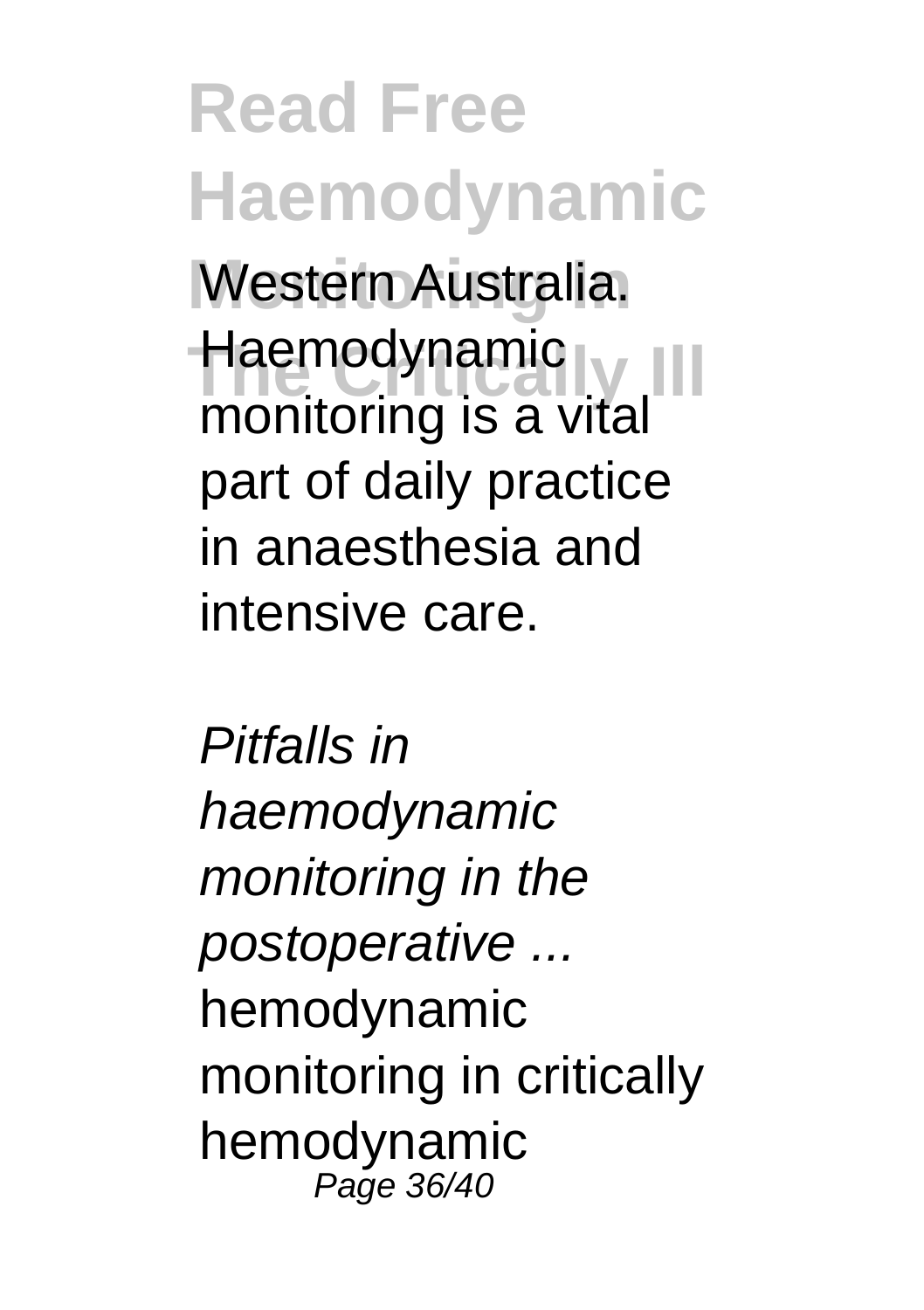Western Australia. Haemodynamic monitoring is a vital part of daily practice in anaesthesia and intensive care.

*Pitfalls in haemodynamic monitoring in the postoperative ...*

hemodynamic monitoring in critically hemodynamic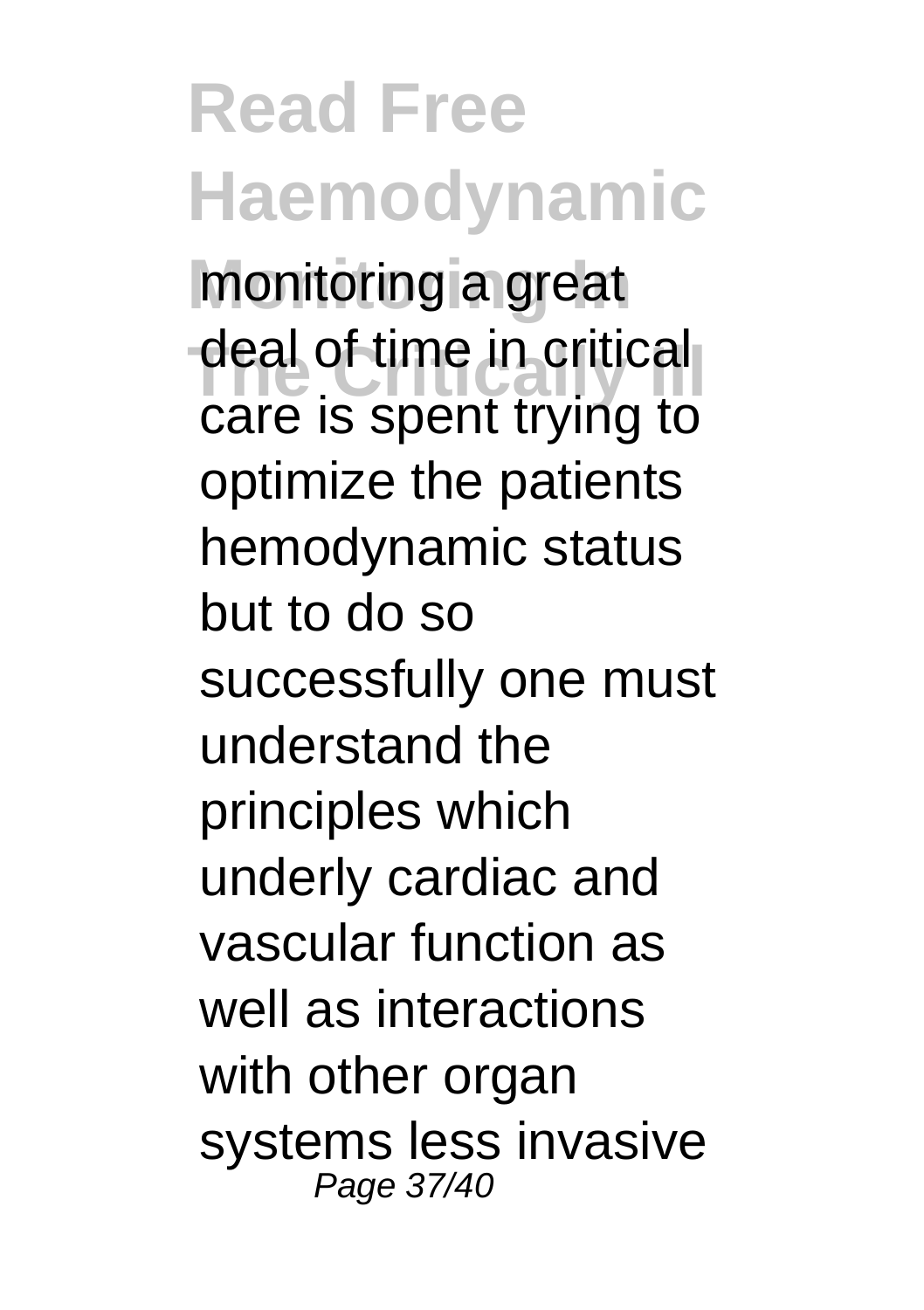monitoring a great deal of time in critical care is spent trying to optimize the patients hemodynamic status but to do so successfully one must understand the principles which underly cardiac and vascular function as well as interactions with other organ systems less invasive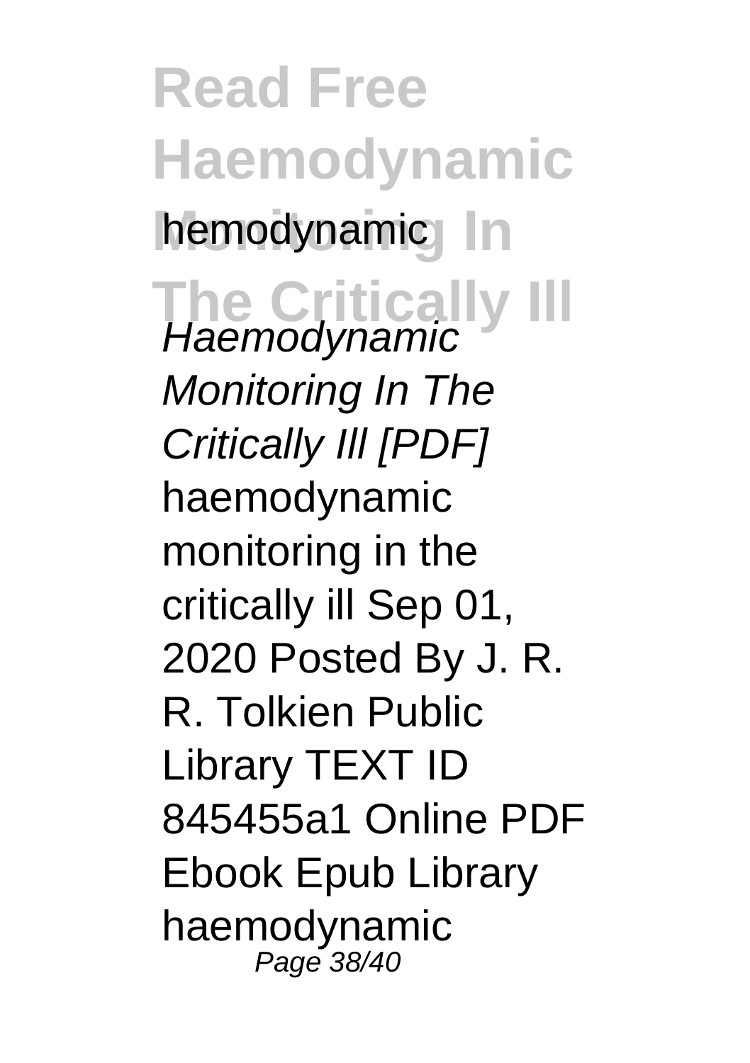hemodynamic

*Haemodynamic Monitoring In The Critically Ill [PDF]*

haemodynamic monitoring in the critically ill Sep 01, 2020 Posted By J. R. R. Tolkien Public Library TEXT ID 845455a1 Online PDF Ebook Epub Library haemodynamic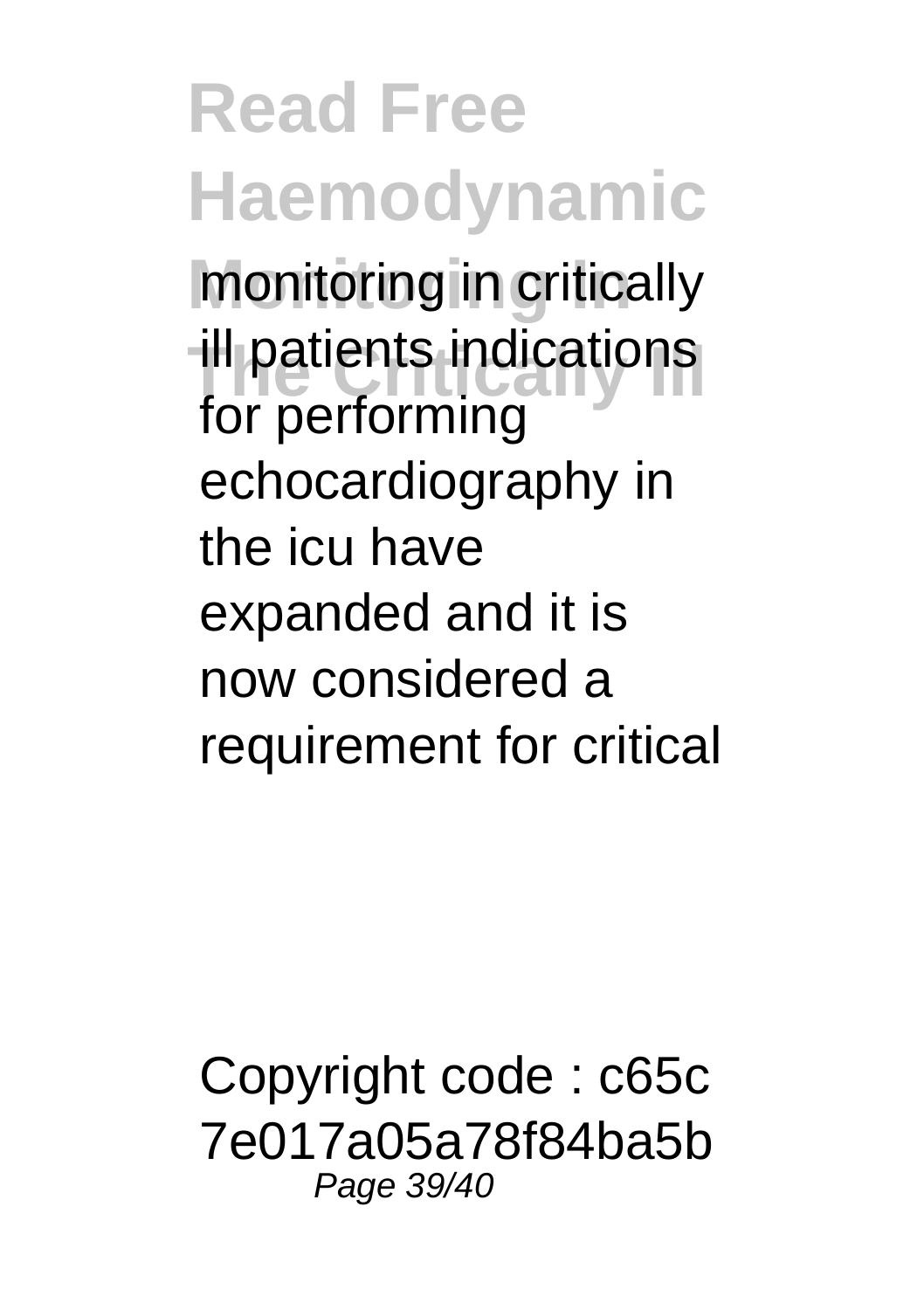monitoring in critically ill patients indications for performing echocardiography in the icu have expanded and it is now considered a requirement for critical

Copyright code : c65c7e017a05a78f84ba5b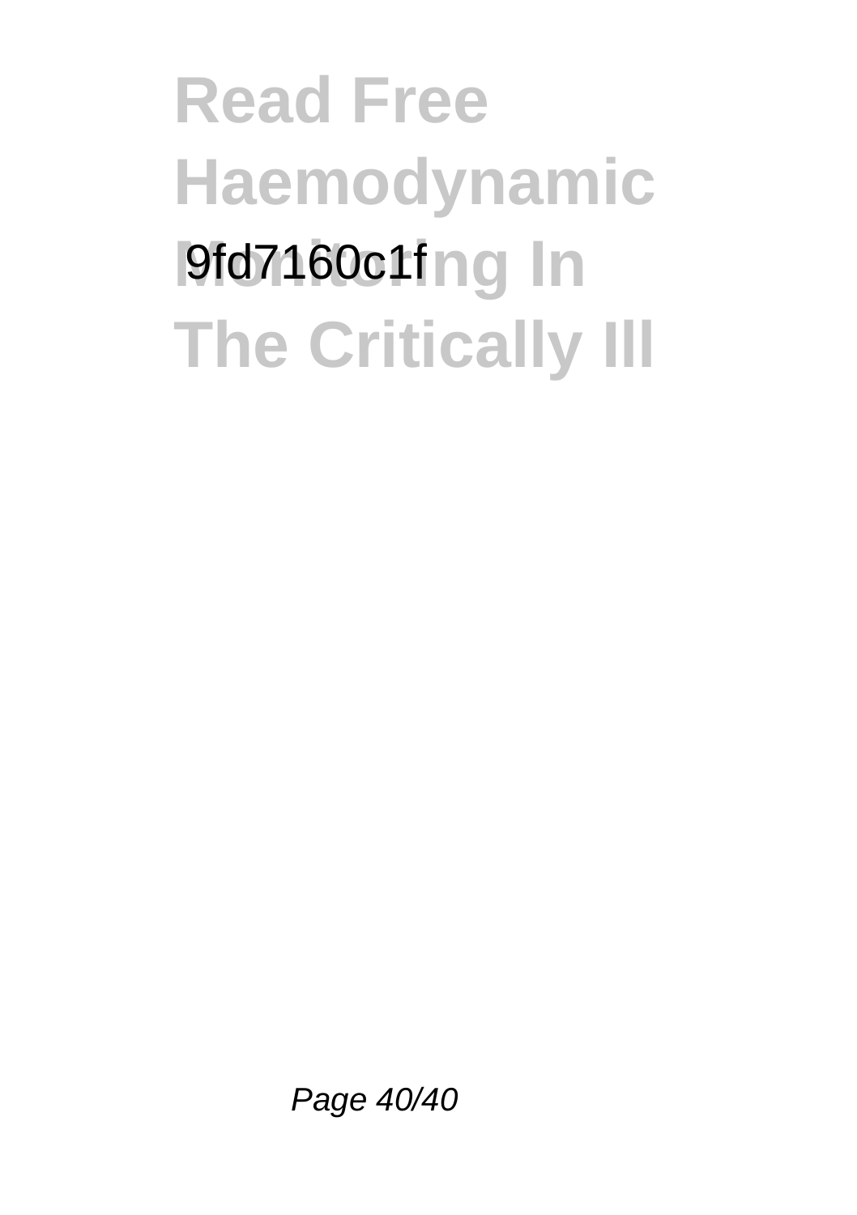9fd7160c1f